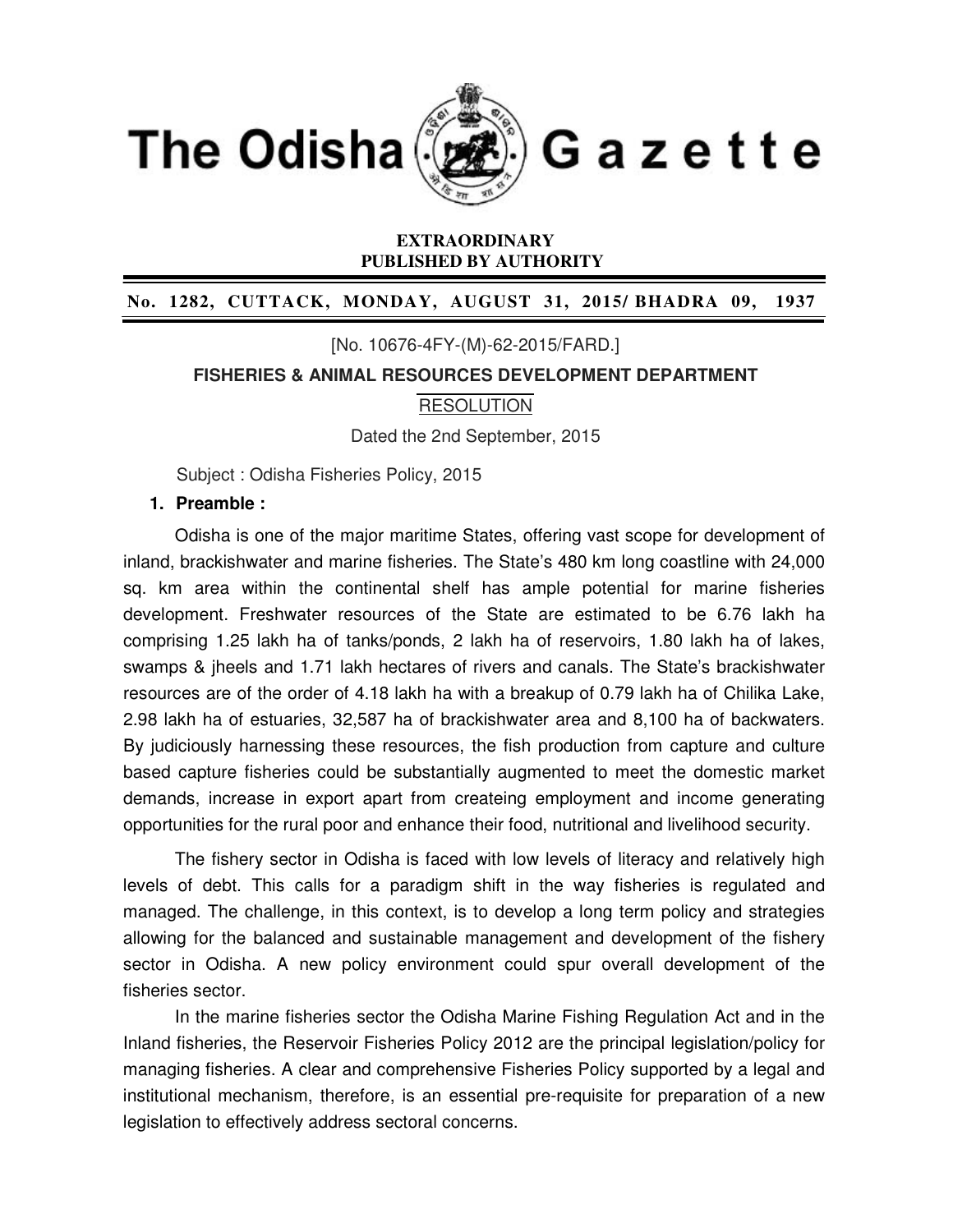# The Odisha Gazette

**EXTRAORDINARY**
**PUBLISHED BY AUTHORITY**

**No. 1282, CUTTACK, MONDAY, AUGUST 31, 2015/ BHADRA 09, 1937**

[No. 10676-4FY-(M)-62-2015/FARD.]

**FISHERIES & ANIMAL RESOURCES DEVELOPMENT DEPARTMENT**

RESOLUTION

Dated the 2nd September, 2015

Subject : Odisha Fisheries Policy, 2015

**1. Preamble :**

Odisha is one of the major maritime States, offering vast scope for development of inland, brackishwater and marine fisheries. The State's 480 km long coastline with 24,000 sq. km area within the continental shelf has ample potential for marine fisheries development. Freshwater resources of the State are estimated to be 6.76 lakh ha comprising 1.25 lakh ha of tanks/ponds, 2 lakh ha of reservoirs, 1.80 lakh ha of lakes, swamps & jheels and 1.71 lakh hectares of rivers and canals. The State's brackishwater resources are of the order of 4.18 lakh ha with a breakup of 0.79 lakh ha of Chilika Lake, 2.98 lakh ha of estuaries, 32,587 ha of brackishwater area and 8,100 ha of backwaters. By judiciously harnessing these resources, the fish production from capture and culture based capture fisheries could be substantially augmented to meet the domestic market demands, increase in export apart from createing employment and income generating opportunities for the rural poor and enhance their food, nutritional and livelihood security.

The fishery sector in Odisha is faced with low levels of literacy and relatively high levels of debt. This calls for a paradigm shift in the way fisheries is regulated and managed. The challenge, in this context, is to develop a long term policy and strategies allowing for the balanced and sustainable management and development of the fishery sector in Odisha. A new policy environment could spur overall development of the fisheries sector.

In the marine fisheries sector the Odisha Marine Fishing Regulation Act and in the Inland fisheries, the Reservoir Fisheries Policy 2012 are the principal legislation/policy for managing fisheries. A clear and comprehensive Fisheries Policy supported by a legal and institutional mechanism, therefore, is an essential pre-requisite for preparation of a new legislation to effectively address sectoral concerns.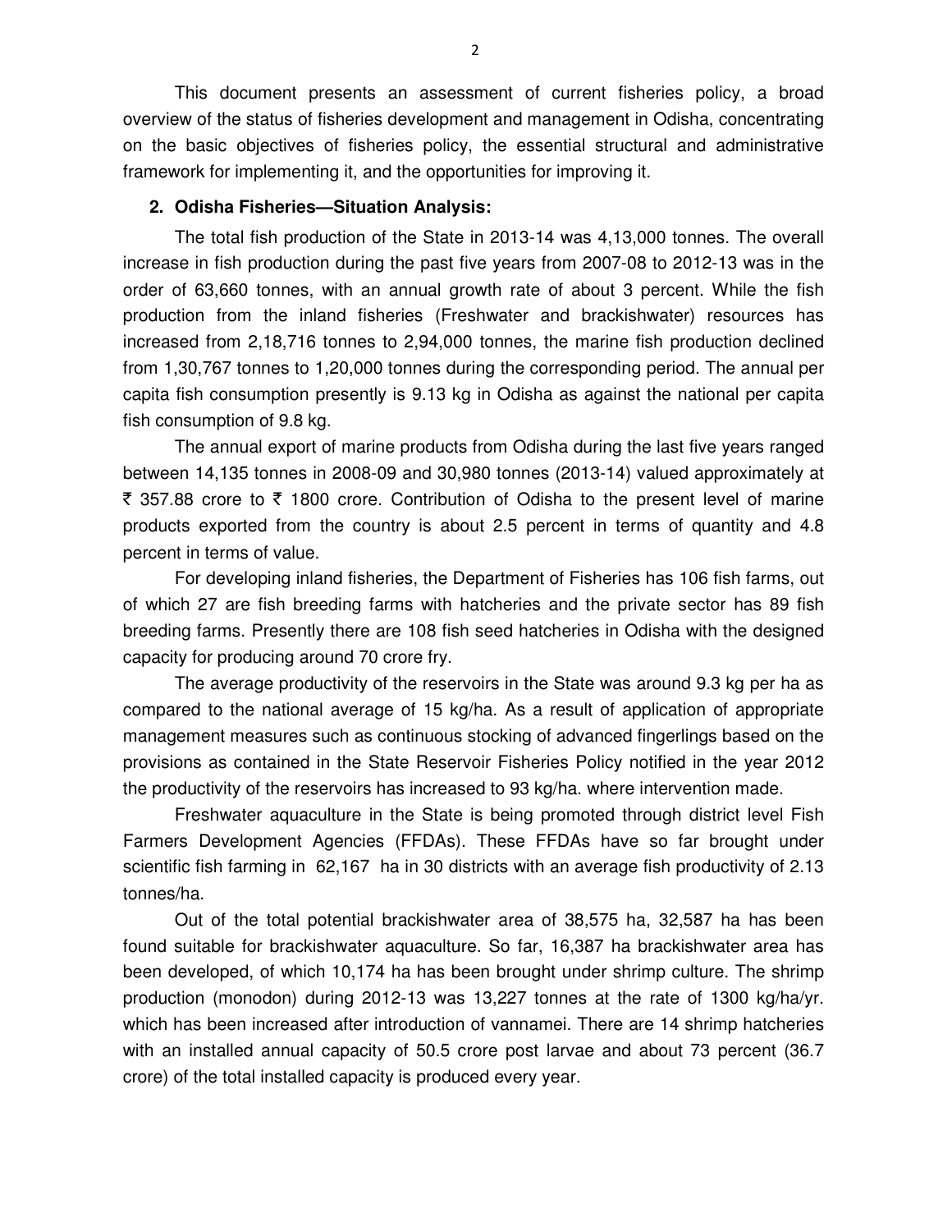This document presents an assessment of current fisheries policy, a broad overview of the status of fisheries development and management in Odisha, concentrating on the basic objectives of fisheries policy, the essential structural and administrative framework for implementing it, and the opportunities for improving it.

## 2. Odisha Fisheries—Situation Analysis:

The total fish production of the State in 2013-14 was 4,13,000 tonnes. The overall increase in fish production during the past five years from 2007-08 to 2012-13 was in the order of 63,660 tonnes, with an annual growth rate of about 3 percent. While the fish production from the inland fisheries (Freshwater and brackishwater) resources has increased from 2,18,716 tonnes to 2,94,000 tonnes, the marine fish production declined from 1,30,767 tonnes to 1,20,000 tonnes during the corresponding period. The annual per capita fish consumption presently is 9.13 kg in Odisha as against the national per capita fish consumption of 9.8 kg.

The annual export of marine products from Odisha during the last five years ranged between 14,135 tonnes in 2008-09 and 30,980 tonnes (2013-14) valued approximately at ₹ 357.88 crore to ₹ 1800 crore. Contribution of Odisha to the present level of marine products exported from the country is about 2.5 percent in terms of quantity and 4.8 percent in terms of value.

For developing inland fisheries, the Department of Fisheries has 106 fish farms, out of which 27 are fish breeding farms with hatcheries and the private sector has 89 fish breeding farms. Presently there are 108 fish seed hatcheries in Odisha with the designed capacity for producing around 70 crore fry.

The average productivity of the reservoirs in the State was around 9.3 kg per ha as compared to the national average of 15 kg/ha. As a result of application of appropriate management measures such as continuous stocking of advanced fingerlings based on the provisions as contained in the State Reservoir Fisheries Policy notified in the year 2012 the productivity of the reservoirs has increased to 93 kg/ha. where intervention made.

Freshwater aquaculture in the State is being promoted through district level Fish Farmers Development Agencies (FFDAs). These FFDAs have so far brought under scientific fish farming in 62,167 ha in 30 districts with an average fish productivity of 2.13 tonnes/ha.

Out of the total potential brackishwater area of 38,575 ha, 32,587 ha has been found suitable for brackishwater aquaculture. So far, 16,387 ha brackishwater area has been developed, of which 10,174 ha has been brought under shrimp culture. The shrimp production (monodon) during 2012-13 was 13,227 tonnes at the rate of 1300 kg/ha/yr. which has been increased after introduction of vannamei. There are 14 shrimp hatcheries with an installed annual capacity of 50.5 crore post larvae and about 73 percent (36.7 crore) of the total installed capacity is produced every year.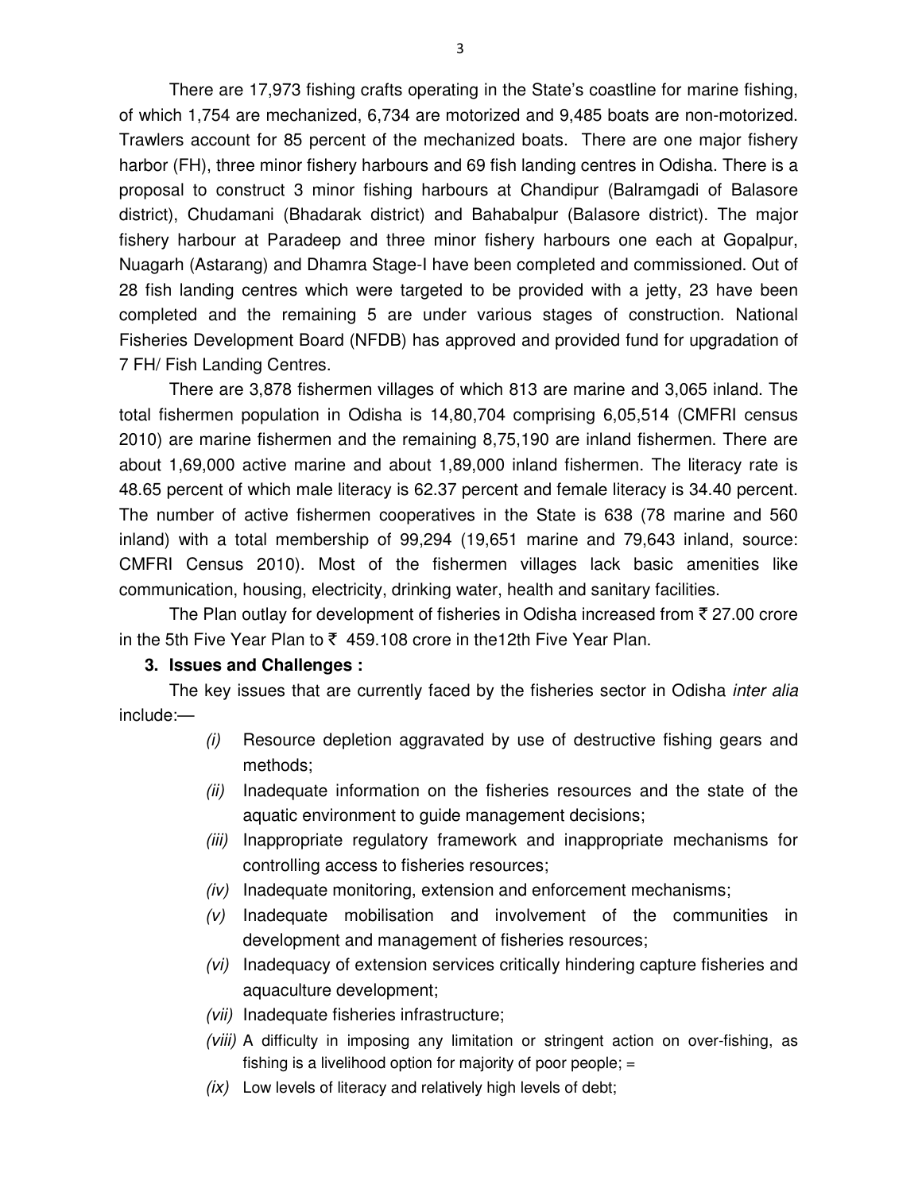There are 17,973 fishing crafts operating in the State's coastline for marine fishing, of which 1,754 are mechanized, 6,734 are motorized and 9,485 boats are non-motorized. Trawlers account for 85 percent of the mechanized boats. There are one major fishery harbor (FH), three minor fishery harbours and 69 fish landing centres in Odisha. There is a proposal to construct 3 minor fishing harbours at Chandipur (Balramgadi of Balasore district), Chudamani (Bhadarak district) and Bahabalpur (Balasore district). The major fishery harbour at Paradeep and three minor fishery harbours one each at Gopalpur, Nuagarh (Astarang) and Dhamra Stage-I have been completed and commissioned. Out of 28 fish landing centres which were targeted to be provided with a jetty, 23 have been completed and the remaining 5 are under various stages of construction. National Fisheries Development Board (NFDB) has approved and provided fund for upgradation of 7 FH/ Fish Landing Centres.

There are 3,878 fishermen villages of which 813 are marine and 3,065 inland. The total fishermen population in Odisha is 14,80,704 comprising 6,05,514 (CMFRI census 2010) are marine fishermen and the remaining 8,75,190 are inland fishermen. There are about 1,69,000 active marine and about 1,89,000 inland fishermen. The literacy rate is 48.65 percent of which male literacy is 62.37 percent and female literacy is 34.40 percent. The number of active fishermen cooperatives in the State is 638 (78 marine and 560 inland) with a total membership of 99,294 (19,651 marine and 79,643 inland, source: CMFRI Census 2010). Most of the fishermen villages lack basic amenities like communication, housing, electricity, drinking water, health and sanitary facilities.

The Plan outlay for development of fisheries in Odisha increased from ₹ 27.00 crore in the 5th Five Year Plan to ₹ 459.108 crore in the12th Five Year Plan.

**3. Issues and Challenges :**

The key issues that are currently faced by the fisheries sector in Odisha *inter alia* include:—

*(i)* Resource depletion aggravated by use of destructive fishing gears and methods;

*(ii)* Inadequate information on the fisheries resources and the state of the aquatic environment to guide management decisions;

*(iii)* Inappropriate regulatory framework and inappropriate mechanisms for controlling access to fisheries resources;

*(iv)* Inadequate monitoring, extension and enforcement mechanisms;

*(v)* Inadequate mobilisation and involvement of the communities in development and management of fisheries resources;

*(vi)* Inadequacy of extension services critically hindering capture fisheries and aquaculture development;

*(vii)* Inadequate fisheries infrastructure;

*(viii)* A difficulty in imposing any limitation or stringent action on over-fishing, as fishing is a livelihood option for majority of poor people; =

*(ix)* Low levels of literacy and relatively high levels of debt;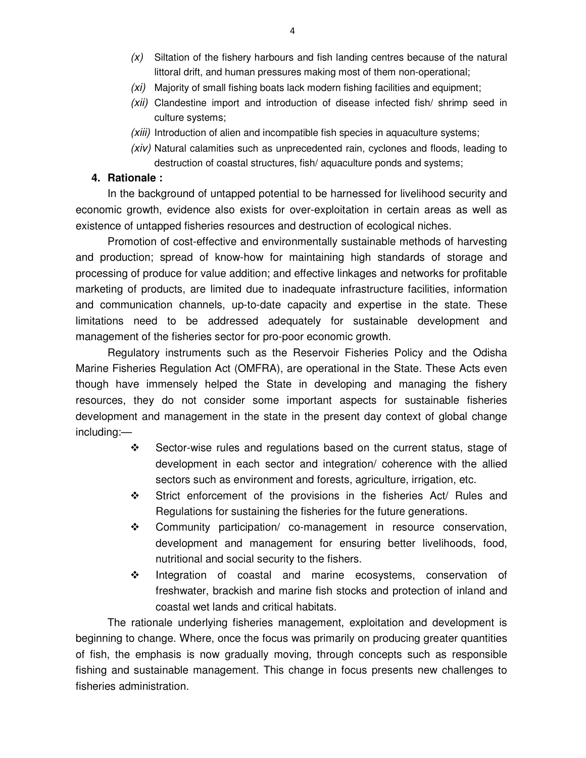*(x)* Siltation of the fishery harbours and fish landing centres because of the natural littoral drift, and human pressures making most of them non-operational;

*(xi)* Majority of small fishing boats lack modern fishing facilities and equipment;

*(xii)* Clandestine import and introduction of disease infected fish/ shrimp seed in culture systems;

*(xiii)* Introduction of alien and incompatible fish species in aquaculture systems;

*(xiv)* Natural calamities such as unprecedented rain, cyclones and floods, leading to destruction of coastal structures, fish/ aquaculture ponds and systems;

**4. Rationale :**

In the background of untapped potential to be harnessed for livelihood security and economic growth, evidence also exists for over-exploitation in certain areas as well as existence of untapped fisheries resources and destruction of ecological niches.

Promotion of cost-effective and environmentally sustainable methods of harvesting and production; spread of know-how for maintaining high standards of storage and processing of produce for value addition; and effective linkages and networks for profitable marketing of products, are limited due to inadequate infrastructure facilities, information and communication channels, up-to-date capacity and expertise in the state. These limitations need to be addressed adequately for sustainable development and management of the fisheries sector for pro-poor economic growth.

Regulatory instruments such as the Reservoir Fisheries Policy and the Odisha Marine Fisheries Regulation Act (OMFRA), are operational in the State. These Acts even though have immensely helped the State in developing and managing the fishery resources, they do not consider some important aspects for sustainable fisheries development and management in the state in the present day context of global change including:—

- Sector-wise rules and regulations based on the current status, stage of development in each sector and integration/ coherence with the allied sectors such as environment and forests, agriculture, irrigation, etc.
- Strict enforcement of the provisions in the fisheries Act/ Rules and Regulations for sustaining the fisheries for the future generations.
- Community participation/ co-management in resource conservation, development and management for ensuring better livelihoods, food, nutritional and social security to the fishers.
- Integration of coastal and marine ecosystems, conservation of freshwater, brackish and marine fish stocks and protection of inland and coastal wet lands and critical habitats.

The rationale underlying fisheries management, exploitation and development is beginning to change. Where, once the focus was primarily on producing greater quantities of fish, the emphasis is now gradually moving, through concepts such as responsible fishing and sustainable management. This change in focus presents new challenges to fisheries administration.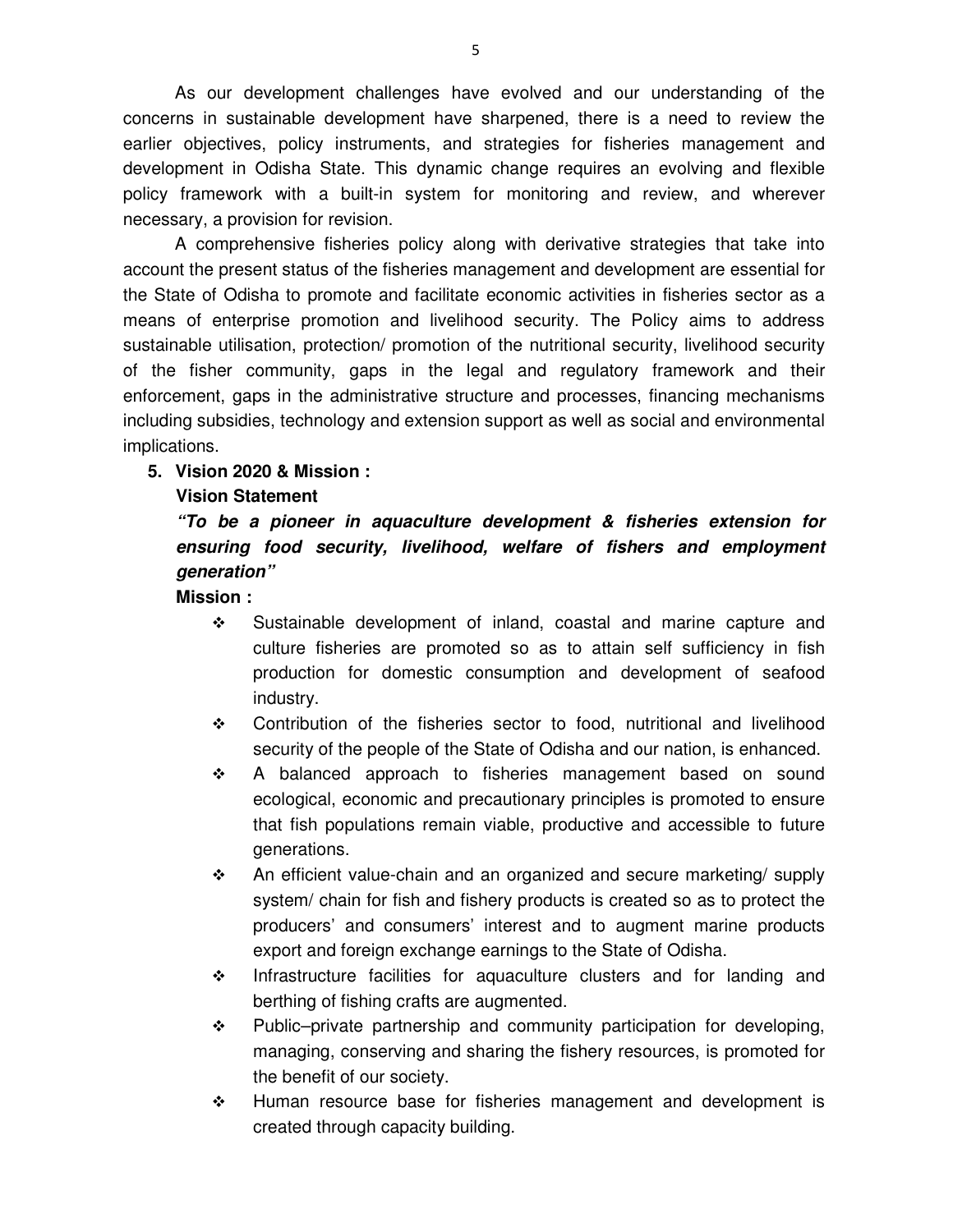As our development challenges have evolved and our understanding of the concerns in sustainable development have sharpened, there is a need to review the earlier objectives, policy instruments, and strategies for fisheries management and development in Odisha State. This dynamic change requires an evolving and flexible policy framework with a built-in system for monitoring and review, and wherever necessary, a provision for revision.

A comprehensive fisheries policy along with derivative strategies that take into account the present status of the fisheries management and development are essential for the State of Odisha to promote and facilitate economic activities in fisheries sector as a means of enterprise promotion and livelihood security. The Policy aims to address sustainable utilisation, protection/ promotion of the nutritional security, livelihood security of the fisher community, gaps in the legal and regulatory framework and their enforcement, gaps in the administrative structure and processes, financing mechanisms including subsidies, technology and extension support as well as social and environmental implications.

## 5. Vision 2020 & Mission :

**Vision Statement**

***"To be a pioneer in aquaculture development & fisheries extension for ensuring food security, livelihood, welfare of fishers and employment generation"***

**Mission :**

- ❖ Sustainable development of inland, coastal and marine capture and culture fisheries are promoted so as to attain self sufficiency in fish production for domestic consumption and development of seafood industry.
- ❖ Contribution of the fisheries sector to food, nutritional and livelihood security of the people of the State of Odisha and our nation, is enhanced.
- ❖ A balanced approach to fisheries management based on sound ecological, economic and precautionary principles is promoted to ensure that fish populations remain viable, productive and accessible to future generations.
- ❖ An efficient value-chain and an organized and secure marketing/ supply system/ chain for fish and fishery products is created so as to protect the producers' and consumers' interest and to augment marine products export and foreign exchange earnings to the State of Odisha.
- ❖ Infrastructure facilities for aquaculture clusters and for landing and berthing of fishing crafts are augmented.
- ❖ Public–private partnership and community participation for developing, managing, conserving and sharing the fishery resources, is promoted for the benefit of our society.
- ❖ Human resource base for fisheries management and development is created through capacity building.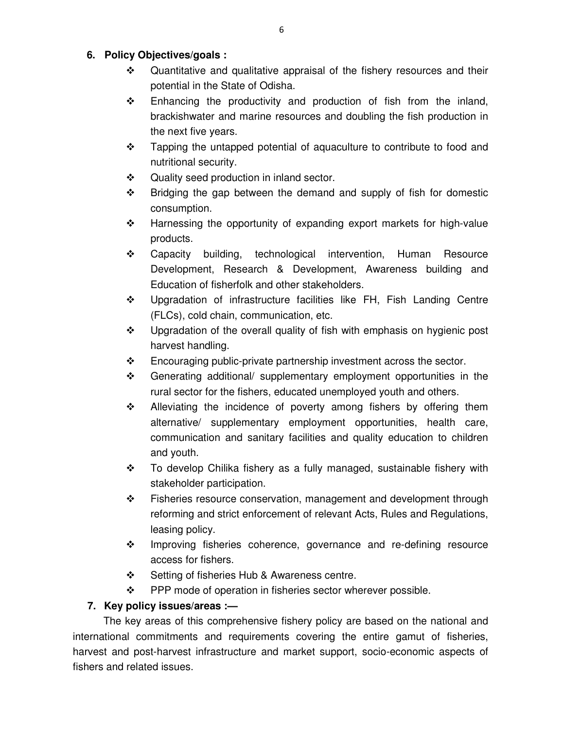## 6. Policy Objectives/goals :

- Quantitative and qualitative appraisal of the fishery resources and their potential in the State of Odisha.
- Enhancing the productivity and production of fish from the inland, brackishwater and marine resources and doubling the fish production in the next five years.
- Tapping the untapped potential of aquaculture to contribute to food and nutritional security.
- Quality seed production in inland sector.
- Bridging the gap between the demand and supply of fish for domestic consumption.
- Harnessing the opportunity of expanding export markets for high-value products.
- Capacity building, technological intervention, Human Resource Development, Research & Development, Awareness building and Education of fisherfolk and other stakeholders.
- Upgradation of infrastructure facilities like FH, Fish Landing Centre (FLCs), cold chain, communication, etc.
- Upgradation of the overall quality of fish with emphasis on hygienic post harvest handling.
- Encouraging public-private partnership investment across the sector.
- Generating additional/ supplementary employment opportunities in the rural sector for the fishers, educated unemployed youth and others.
- Alleviating the incidence of poverty among fishers by offering them alternative/ supplementary employment opportunities, health care, communication and sanitary facilities and quality education to children and youth.
- To develop Chilika fishery as a fully managed, sustainable fishery with stakeholder participation.
- Fisheries resource conservation, management and development through reforming and strict enforcement of relevant Acts, Rules and Regulations, leasing policy.
- Improving fisheries coherence, governance and re-defining resource access for fishers.
- Setting of fisheries Hub & Awareness centre.
- PPP mode of operation in fisheries sector wherever possible.

## 7. Key policy issues/areas :—

The key areas of this comprehensive fishery policy are based on the national and international commitments and requirements covering the entire gamut of fisheries, harvest and post-harvest infrastructure and market support, socio-economic aspects of fishers and related issues.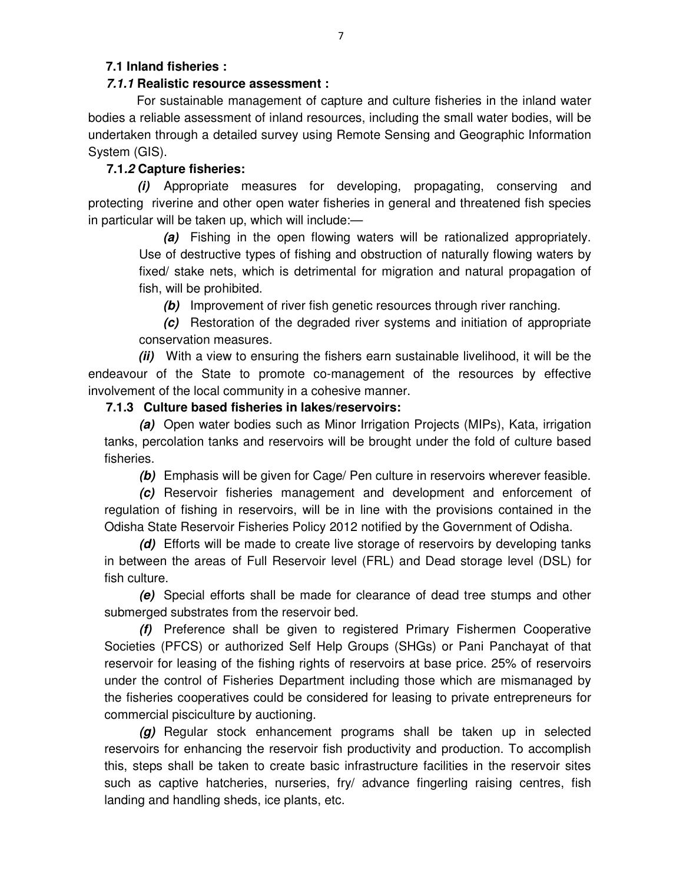### 7.1 Inland fisheries :

#### *7.1.1* Realistic resource assessment :

For sustainable management of capture and culture fisheries in the inland water bodies a reliable assessment of inland resources, including the small water bodies, will be undertaken through a detailed survey using Remote Sensing and Geographic Information System (GIS).

#### 7.1.*2* Capture fisheries:

***(i)*** Appropriate measures for developing, propagating, conserving and protecting riverine and other open water fisheries in general and threatened fish species in particular will be taken up, which will include:—

***(a)*** Fishing in the open flowing waters will be rationalized appropriately. Use of destructive types of fishing and obstruction of naturally flowing waters by fixed/ stake nets, which is detrimental for migration and natural propagation of fish, will be prohibited.

***(b)*** Improvement of river fish genetic resources through river ranching.

***(c)*** Restoration of the degraded river systems and initiation of appropriate conservation measures.

***(ii)*** With a view to ensuring the fishers earn sustainable livelihood, it will be the endeavour of the State to promote co-management of the resources by effective involvement of the local community in a cohesive manner.

#### 7.1.3 Culture based fisheries in lakes/reservoirs:

***(a)*** Open water bodies such as Minor Irrigation Projects (MIPs), Kata, irrigation tanks, percolation tanks and reservoirs will be brought under the fold of culture based fisheries.

***(b)*** Emphasis will be given for Cage/ Pen culture in reservoirs wherever feasible.

***(c)*** Reservoir fisheries management and development and enforcement of regulation of fishing in reservoirs, will be in line with the provisions contained in the Odisha State Reservoir Fisheries Policy 2012 notified by the Government of Odisha.

***(d)*** Efforts will be made to create live storage of reservoirs by developing tanks in between the areas of Full Reservoir level (FRL) and Dead storage level (DSL) for fish culture.

***(e)*** Special efforts shall be made for clearance of dead tree stumps and other submerged substrates from the reservoir bed.

***(f)*** Preference shall be given to registered Primary Fishermen Cooperative Societies (PFCS) or authorized Self Help Groups (SHGs) or Pani Panchayat of that reservoir for leasing of the fishing rights of reservoirs at base price. 25% of reservoirs under the control of Fisheries Department including those which are mismanaged by the fisheries cooperatives could be considered for leasing to private entrepreneurs for commercial pisciculture by auctioning.

***(g)*** Regular stock enhancement programs shall be taken up in selected reservoirs for enhancing the reservoir fish productivity and production. To accomplish this, steps shall be taken to create basic infrastructure facilities in the reservoir sites such as captive hatcheries, nurseries, fry/ advance fingerling raising centres, fish landing and handling sheds, ice plants, etc.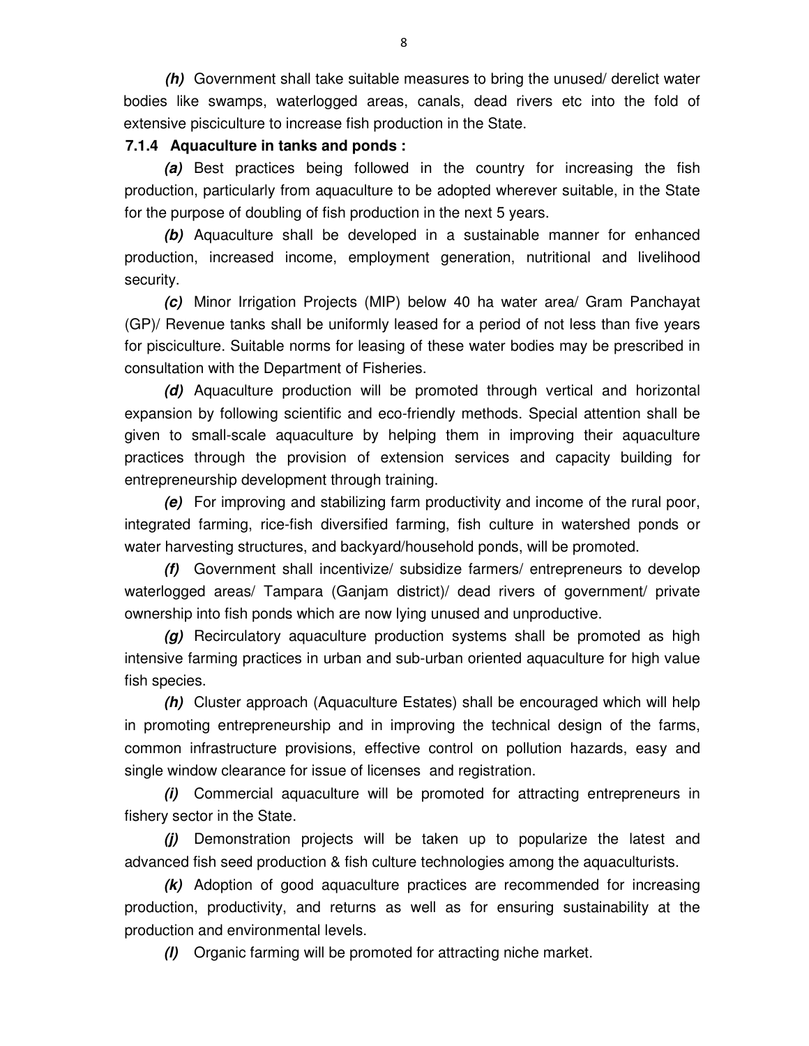***(h)*** Government shall take suitable measures to bring the unused/ derelict water bodies like swamps, waterlogged areas, canals, dead rivers etc into the fold of extensive pisciculture to increase fish production in the State.

**7.1.4 Aquaculture in tanks and ponds :**

***(a)*** Best practices being followed in the country for increasing the fish production, particularly from aquaculture to be adopted wherever suitable, in the State for the purpose of doubling of fish production in the next 5 years.

***(b)*** Aquaculture shall be developed in a sustainable manner for enhanced production, increased income, employment generation, nutritional and livelihood security.

***(c)*** Minor Irrigation Projects (MIP) below 40 ha water area/ Gram Panchayat (GP)/ Revenue tanks shall be uniformly leased for a period of not less than five years for pisciculture. Suitable norms for leasing of these water bodies may be prescribed in consultation with the Department of Fisheries.

***(d)*** Aquaculture production will be promoted through vertical and horizontal expansion by following scientific and eco-friendly methods. Special attention shall be given to small-scale aquaculture by helping them in improving their aquaculture practices through the provision of extension services and capacity building for entrepreneurship development through training.

***(e)*** For improving and stabilizing farm productivity and income of the rural poor, integrated farming, rice-fish diversified farming, fish culture in watershed ponds or water harvesting structures, and backyard/household ponds, will be promoted.

***(f)*** Government shall incentivize/ subsidize farmers/ entrepreneurs to develop waterlogged areas/ Tampara (Ganjam district)/ dead rivers of government/ private ownership into fish ponds which are now lying unused and unproductive.

***(g)*** Recirculatory aquaculture production systems shall be promoted as high intensive farming practices in urban and sub-urban oriented aquaculture for high value fish species.

***(h)*** Cluster approach (Aquaculture Estates) shall be encouraged which will help in promoting entrepreneurship and in improving the technical design of the farms, common infrastructure provisions, effective control on pollution hazards, easy and single window clearance for issue of licenses and registration.

***(i)*** Commercial aquaculture will be promoted for attracting entrepreneurs in fishery sector in the State.

***(j)*** Demonstration projects will be taken up to popularize the latest and advanced fish seed production & fish culture technologies among the aquaculturists.

***(k)*** Adoption of good aquaculture practices are recommended for increasing production, productivity, and returns as well as for ensuring sustainability at the production and environmental levels.

***(l)*** Organic farming will be promoted for attracting niche market.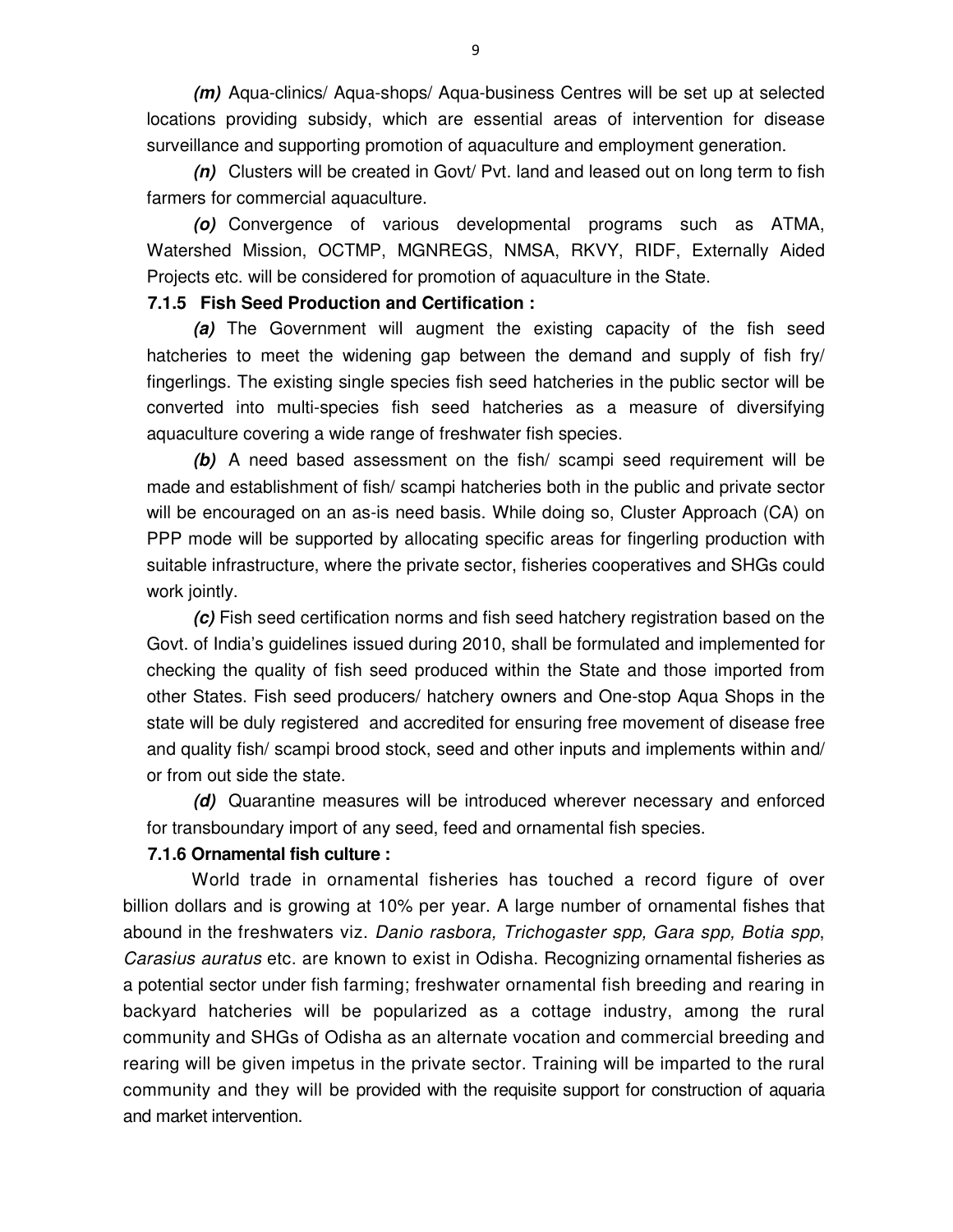***(m)*** Aqua-clinics/ Aqua-shops/ Aqua-business Centres will be set up at selected locations providing subsidy, which are essential areas of intervention for disease surveillance and supporting promotion of aquaculture and employment generation.

***(n)*** Clusters will be created in Govt/ Pvt. land and leased out on long term to fish farmers for commercial aquaculture.

***(o)*** Convergence of various developmental programs such as ATMA, Watershed Mission, OCTMP, MGNREGS, NMSA, RKVY, RIDF, Externally Aided Projects etc. will be considered for promotion of aquaculture in the State.

**7.1.5 Fish Seed Production and Certification :**

***(a)*** The Government will augment the existing capacity of the fish seed hatcheries to meet the widening gap between the demand and supply of fish fry/ fingerlings. The existing single species fish seed hatcheries in the public sector will be converted into multi-species fish seed hatcheries as a measure of diversifying aquaculture covering a wide range of freshwater fish species.

***(b)*** A need based assessment on the fish/ scampi seed requirement will be made and establishment of fish/ scampi hatcheries both in the public and private sector will be encouraged on an as-is need basis. While doing so, Cluster Approach (CA) on PPP mode will be supported by allocating specific areas for fingerling production with suitable infrastructure, where the private sector, fisheries cooperatives and SHGs could work jointly.

***(c)*** Fish seed certification norms and fish seed hatchery registration based on the Govt. of India's guidelines issued during 2010, shall be formulated and implemented for checking the quality of fish seed produced within the State and those imported from other States. Fish seed producers/ hatchery owners and One-stop Aqua Shops in the state will be duly registered and accredited for ensuring free movement of disease free and quality fish/ scampi brood stock, seed and other inputs and implements within and/ or from out side the state.

***(d)*** Quarantine measures will be introduced wherever necessary and enforced for transboundary import of any seed, feed and ornamental fish species.

**7.1.6 Ornamental fish culture :**

World trade in ornamental fisheries has touched a record figure of over billion dollars and is growing at 10% per year. A large number of ornamental fishes that abound in the freshwaters viz. *Danio rasbora, Trichogaster spp, Gara spp, Botia spp*, *Carasius auratus* etc. are known to exist in Odisha. Recognizing ornamental fisheries as a potential sector under fish farming; freshwater ornamental fish breeding and rearing in backyard hatcheries will be popularized as a cottage industry, among the rural community and SHGs of Odisha as an alternate vocation and commercial breeding and rearing will be given impetus in the private sector. Training will be imparted to the rural community and they will be provided with the requisite support for construction of aquaria and market intervention.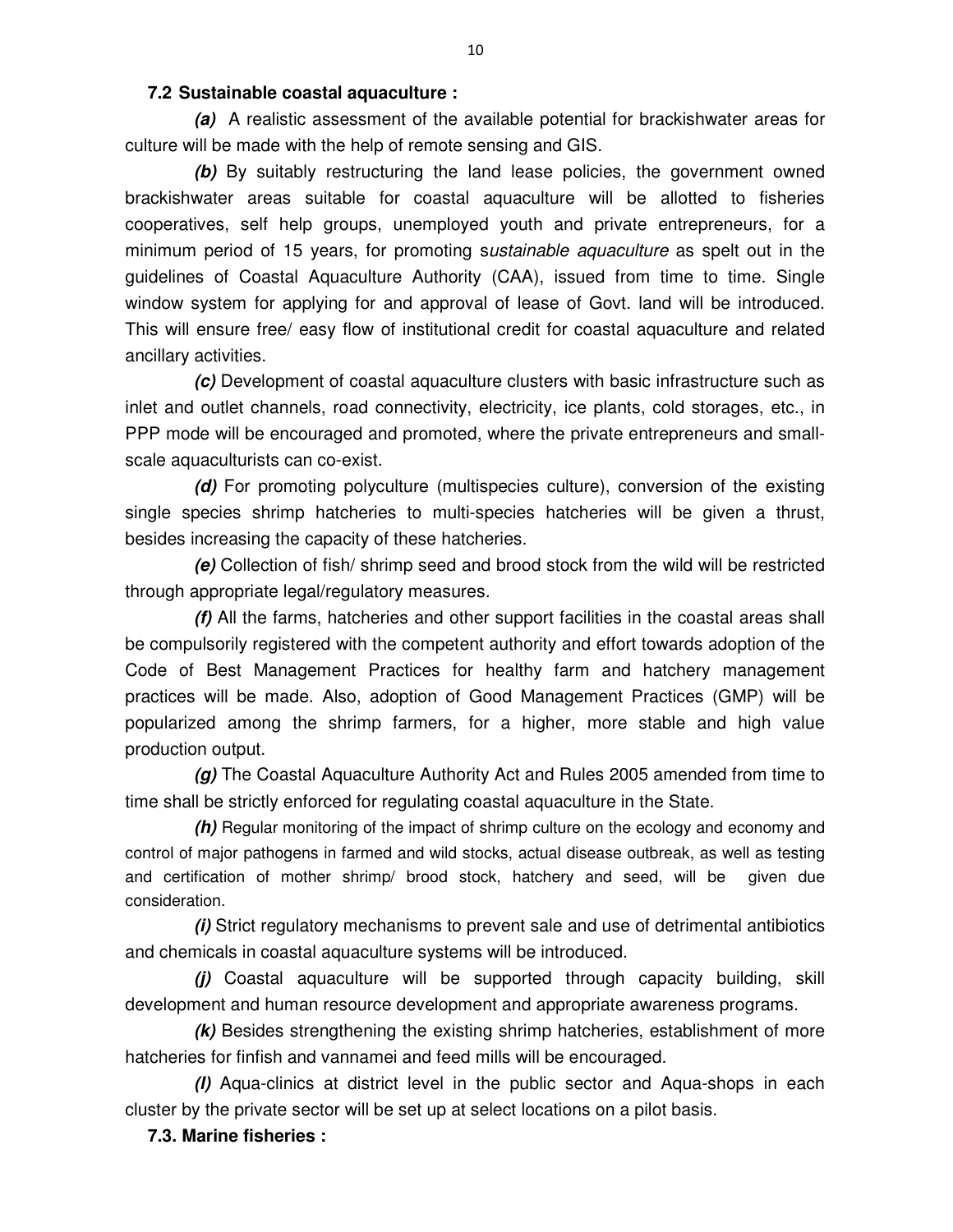### 7.2 Sustainable coastal aquaculture :

***(a)*** A realistic assessment of the available potential for brackishwater areas for culture will be made with the help of remote sensing and GIS.

***(b)*** By suitably restructuring the land lease policies, the government owned brackishwater areas suitable for coastal aquaculture will be allotted to fisheries cooperatives, self help groups, unemployed youth and private entrepreneurs, for a minimum period of 15 years, for promoting s*ustainable aquaculture* as spelt out in the guidelines of Coastal Aquaculture Authority (CAA), issued from time to time. Single window system for applying for and approval of lease of Govt. land will be introduced. This will ensure free/ easy flow of institutional credit for coastal aquaculture and related ancillary activities.

***(c)*** Development of coastal aquaculture clusters with basic infrastructure such as inlet and outlet channels, road connectivity, electricity, ice plants, cold storages, etc., in PPP mode will be encouraged and promoted, where the private entrepreneurs and small-scale aquaculturists can co-exist.

***(d)*** For promoting polyculture (multispecies culture), conversion of the existing single species shrimp hatcheries to multi-species hatcheries will be given a thrust, besides increasing the capacity of these hatcheries.

***(e)*** Collection of fish/ shrimp seed and brood stock from the wild will be restricted through appropriate legal/regulatory measures.

***(f)*** All the farms, hatcheries and other support facilities in the coastal areas shall be compulsorily registered with the competent authority and effort towards adoption of the Code of Best Management Practices for healthy farm and hatchery management practices will be made. Also, adoption of Good Management Practices (GMP) will be popularized among the shrimp farmers, for a higher, more stable and high value production output.

***(g)*** The Coastal Aquaculture Authority Act and Rules 2005 amended from time to time shall be strictly enforced for regulating coastal aquaculture in the State.

***(h)*** Regular monitoring of the impact of shrimp culture on the ecology and economy and control of major pathogens in farmed and wild stocks, actual disease outbreak, as well as testing and certification of mother shrimp/ brood stock, hatchery and seed, will be given due consideration.

***(i)*** Strict regulatory mechanisms to prevent sale and use of detrimental antibiotics and chemicals in coastal aquaculture systems will be introduced.

***(j)*** Coastal aquaculture will be supported through capacity building, skill development and human resource development and appropriate awareness programs.

***(k)*** Besides strengthening the existing shrimp hatcheries, establishment of more hatcheries for finfish and vannamei and feed mills will be encouraged.

***(l)*** Aqua-clinics at district level in the public sector and Aqua-shops in each cluster by the private sector will be set up at select locations on a pilot basis.

### 7.3. Marine fisheries :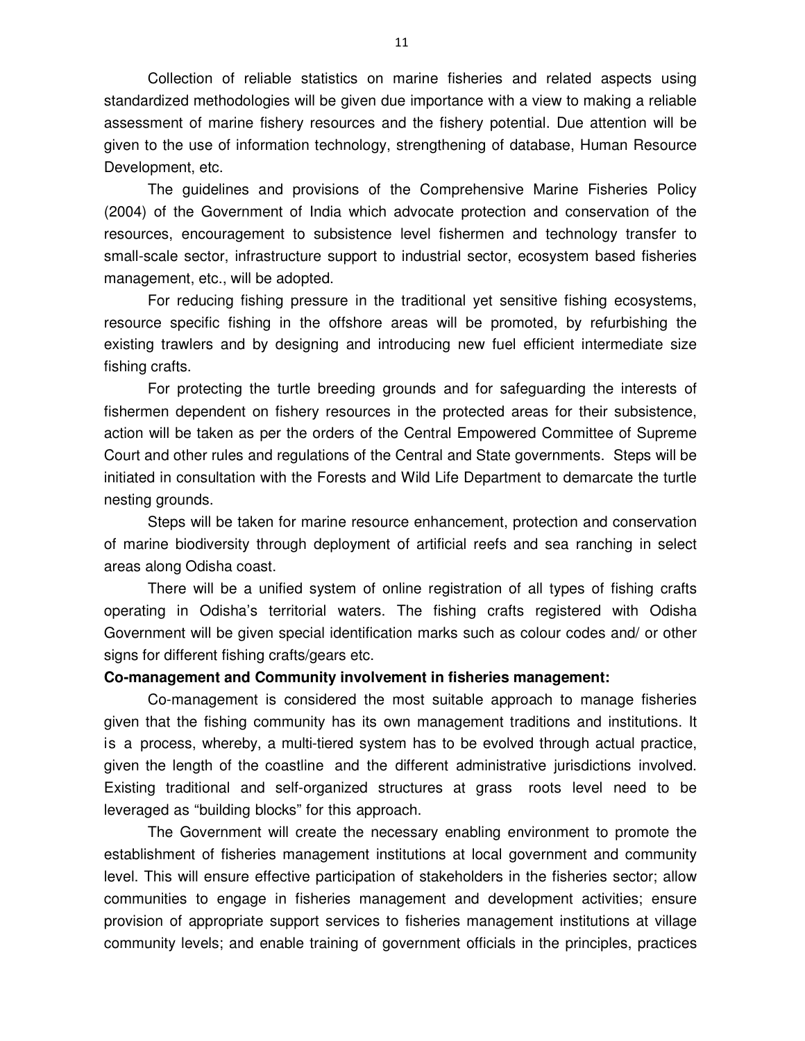Collection of reliable statistics on marine fisheries and related aspects using standardized methodologies will be given due importance with a view to making a reliable assessment of marine fishery resources and the fishery potential. Due attention will be given to the use of information technology, strengthening of database, Human Resource Development, etc.

The guidelines and provisions of the Comprehensive Marine Fisheries Policy (2004) of the Government of India which advocate protection and conservation of the resources, encouragement to subsistence level fishermen and technology transfer to small-scale sector, infrastructure support to industrial sector, ecosystem based fisheries management, etc., will be adopted.

For reducing fishing pressure in the traditional yet sensitive fishing ecosystems, resource specific fishing in the offshore areas will be promoted, by refurbishing the existing trawlers and by designing and introducing new fuel efficient intermediate size fishing crafts.

For protecting the turtle breeding grounds and for safeguarding the interests of fishermen dependent on fishery resources in the protected areas for their subsistence, action will be taken as per the orders of the Central Empowered Committee of Supreme Court and other rules and regulations of the Central and State governments. Steps will be initiated in consultation with the Forests and Wild Life Department to demarcate the turtle nesting grounds.

Steps will be taken for marine resource enhancement, protection and conservation of marine biodiversity through deployment of artificial reefs and sea ranching in select areas along Odisha coast.

There will be a unified system of online registration of all types of fishing crafts operating in Odisha's territorial waters. The fishing crafts registered with Odisha Government will be given special identification marks such as colour codes and/ or other signs for different fishing crafts/gears etc.

**Co-management and Community involvement in fisheries management:**

Co-management is considered the most suitable approach to manage fisheries given that the fishing community has its own management traditions and institutions. It is a process, whereby, a multi-tiered system has to be evolved through actual practice, given the length of the coastline and the different administrative jurisdictions involved. Existing traditional and self-organized structures at grass roots level need to be leveraged as "building blocks" for this approach.

The Government will create the necessary enabling environment to promote the establishment of fisheries management institutions at local government and community level. This will ensure effective participation of stakeholders in the fisheries sector; allow communities to engage in fisheries management and development activities; ensure provision of appropriate support services to fisheries management institutions at village community levels; and enable training of government officials in the principles, practices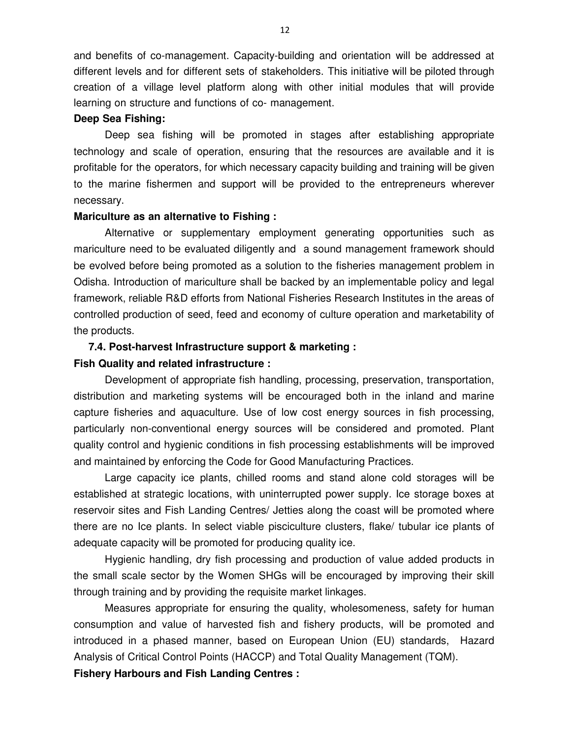and benefits of co-management. Capacity-building and orientation will be addressed at different levels and for different sets of stakeholders. This initiative will be piloted through creation of a village level platform along with other initial modules that will provide learning on structure and functions of co- management.

**Deep Sea Fishing:**

Deep sea fishing will be promoted in stages after establishing appropriate technology and scale of operation, ensuring that the resources are available and it is profitable for the operators, for which necessary capacity building and training will be given to the marine fishermen and support will be provided to the entrepreneurs wherever necessary.

**Mariculture as an alternative to Fishing :**

Alternative or supplementary employment generating opportunities such as mariculture need to be evaluated diligently and a sound management framework should be evolved before being promoted as a solution to the fisheries management problem in Odisha. Introduction of mariculture shall be backed by an implementable policy and legal framework, reliable R&D efforts from National Fisheries Research Institutes in the areas of controlled production of seed, feed and economy of culture operation and marketability of the products.

### 7.4. Post-harvest Infrastructure support & marketing :

**Fish Quality and related infrastructure :**

Development of appropriate fish handling, processing, preservation, transportation, distribution and marketing systems will be encouraged both in the inland and marine capture fisheries and aquaculture. Use of low cost energy sources in fish processing, particularly non-conventional energy sources will be considered and promoted. Plant quality control and hygienic conditions in fish processing establishments will be improved and maintained by enforcing the Code for Good Manufacturing Practices.

Large capacity ice plants, chilled rooms and stand alone cold storages will be established at strategic locations, with uninterrupted power supply. Ice storage boxes at reservoir sites and Fish Landing Centres/ Jetties along the coast will be promoted where there are no Ice plants. In select viable pisciculture clusters, flake/ tubular ice plants of adequate capacity will be promoted for producing quality ice.

Hygienic handling, dry fish processing and production of value added products in the small scale sector by the Women SHGs will be encouraged by improving their skill through training and by providing the requisite market linkages.

Measures appropriate for ensuring the quality, wholesomeness, safety for human consumption and value of harvested fish and fishery products, will be promoted and introduced in a phased manner, based on European Union (EU) standards, Hazard Analysis of Critical Control Points (HACCP) and Total Quality Management (TQM).

**Fishery Harbours and Fish Landing Centres :**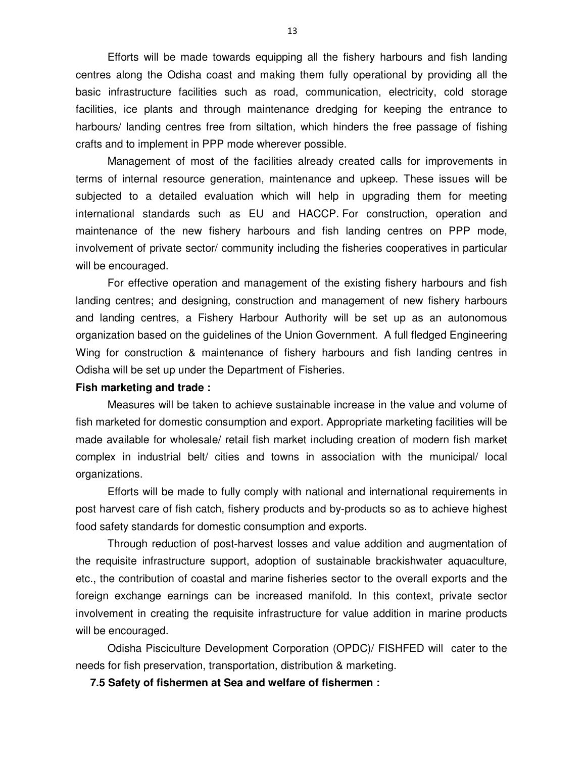Efforts will be made towards equipping all the fishery harbours and fish landing centres along the Odisha coast and making them fully operational by providing all the basic infrastructure facilities such as road, communication, electricity, cold storage facilities, ice plants and through maintenance dredging for keeping the entrance to harbours/ landing centres free from siltation, which hinders the free passage of fishing crafts and to implement in PPP mode wherever possible.

Management of most of the facilities already created calls for improvements in terms of internal resource generation, maintenance and upkeep. These issues will be subjected to a detailed evaluation which will help in upgrading them for meeting international standards such as EU and HACCP. For construction, operation and maintenance of the new fishery harbours and fish landing centres on PPP mode, involvement of private sector/ community including the fisheries cooperatives in particular will be encouraged.

For effective operation and management of the existing fishery harbours and fish landing centres; and designing, construction and management of new fishery harbours and landing centres, a Fishery Harbour Authority will be set up as an autonomous organization based on the guidelines of the Union Government. A full fledged Engineering Wing for construction & maintenance of fishery harbours and fish landing centres in Odisha will be set up under the Department of Fisheries.

**Fish marketing and trade :**

Measures will be taken to achieve sustainable increase in the value and volume of fish marketed for domestic consumption and export. Appropriate marketing facilities will be made available for wholesale/ retail fish market including creation of modern fish market complex in industrial belt/ cities and towns in association with the municipal/ local organizations.

Efforts will be made to fully comply with national and international requirements in post harvest care of fish catch, fishery products and by-products so as to achieve highest food safety standards for domestic consumption and exports.

Through reduction of post-harvest losses and value addition and augmentation of the requisite infrastructure support, adoption of sustainable brackishwater aquaculture, etc., the contribution of coastal and marine fisheries sector to the overall exports and the foreign exchange earnings can be increased manifold. In this context, private sector involvement in creating the requisite infrastructure for value addition in marine products will be encouraged.

Odisha Pisciculture Development Corporation (OPDC)/ FISHFED will cater to the needs for fish preservation, transportation, distribution & marketing.

**7.5 Safety of fishermen at Sea and welfare of fishermen :**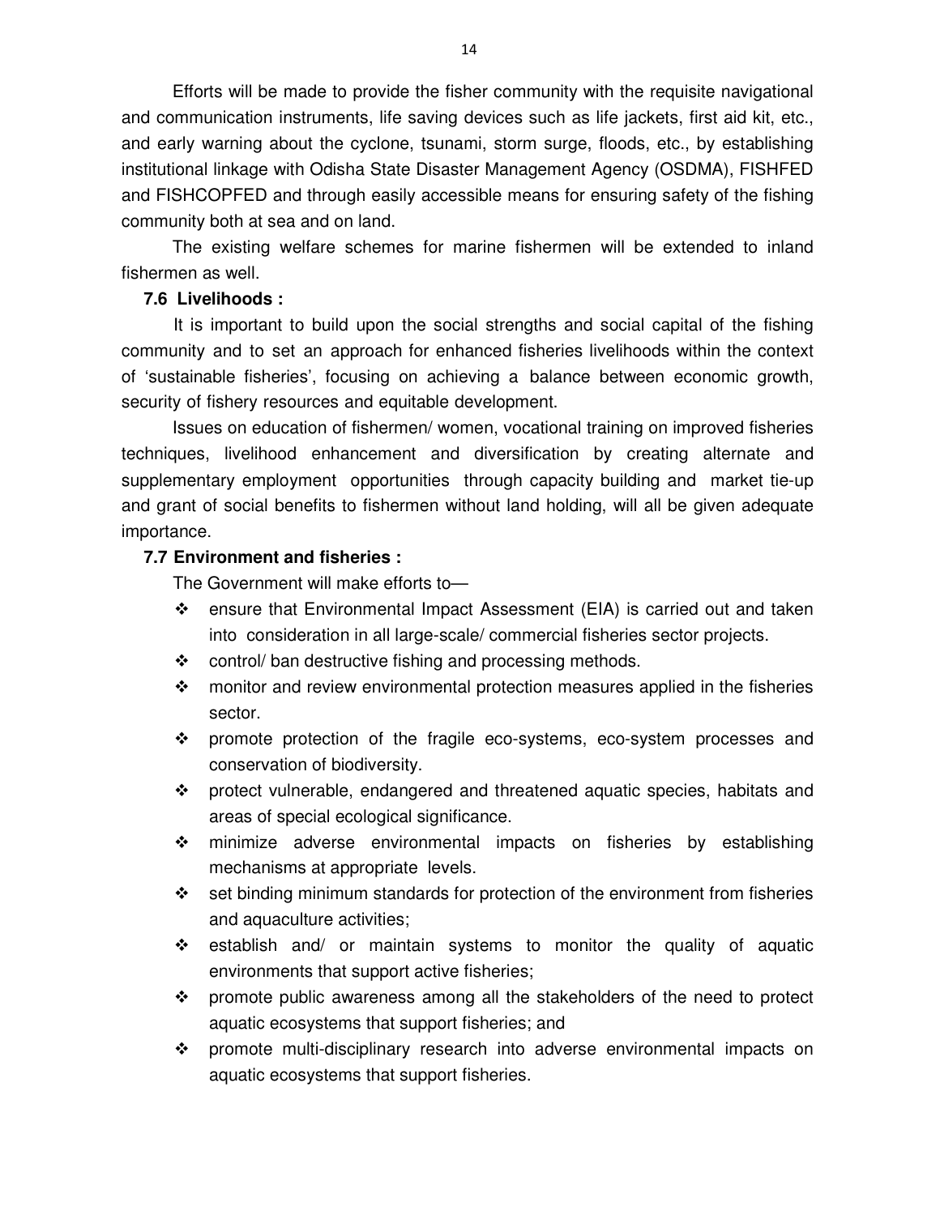Efforts will be made to provide the fisher community with the requisite navigational and communication instruments, life saving devices such as life jackets, first aid kit, etc., and early warning about the cyclone, tsunami, storm surge, floods, etc., by establishing institutional linkage with Odisha State Disaster Management Agency (OSDMA), FISHFED and FISHCOPFED and through easily accessible means for ensuring safety of the fishing community both at sea and on land.

The existing welfare schemes for marine fishermen will be extended to inland fishermen as well.

### 7.6 Livelihoods :

It is important to build upon the social strengths and social capital of the fishing community and to set an approach for enhanced fisheries livelihoods within the context of 'sustainable fisheries', focusing on achieving a balance between economic growth, security of fishery resources and equitable development.

Issues on education of fishermen/ women, vocational training on improved fisheries techniques, livelihood enhancement and diversification by creating alternate and supplementary employment opportunities through capacity building and market tie-up and grant of social benefits to fishermen without land holding, will all be given adequate importance.

### 7.7 Environment and fisheries :

The Government will make efforts to—

- ensure that Environmental Impact Assessment (EIA) is carried out and taken into consideration in all large-scale/ commercial fisheries sector projects.
- control/ ban destructive fishing and processing methods.
- monitor and review environmental protection measures applied in the fisheries sector.
- promote protection of the fragile eco-systems, eco-system processes and conservation of biodiversity.
- protect vulnerable, endangered and threatened aquatic species, habitats and areas of special ecological significance.
- minimize adverse environmental impacts on fisheries by establishing mechanisms at appropriate levels.
- set binding minimum standards for protection of the environment from fisheries and aquaculture activities;
- establish and/ or maintain systems to monitor the quality of aquatic environments that support active fisheries;
- promote public awareness among all the stakeholders of the need to protect aquatic ecosystems that support fisheries; and
- promote multi-disciplinary research into adverse environmental impacts on aquatic ecosystems that support fisheries.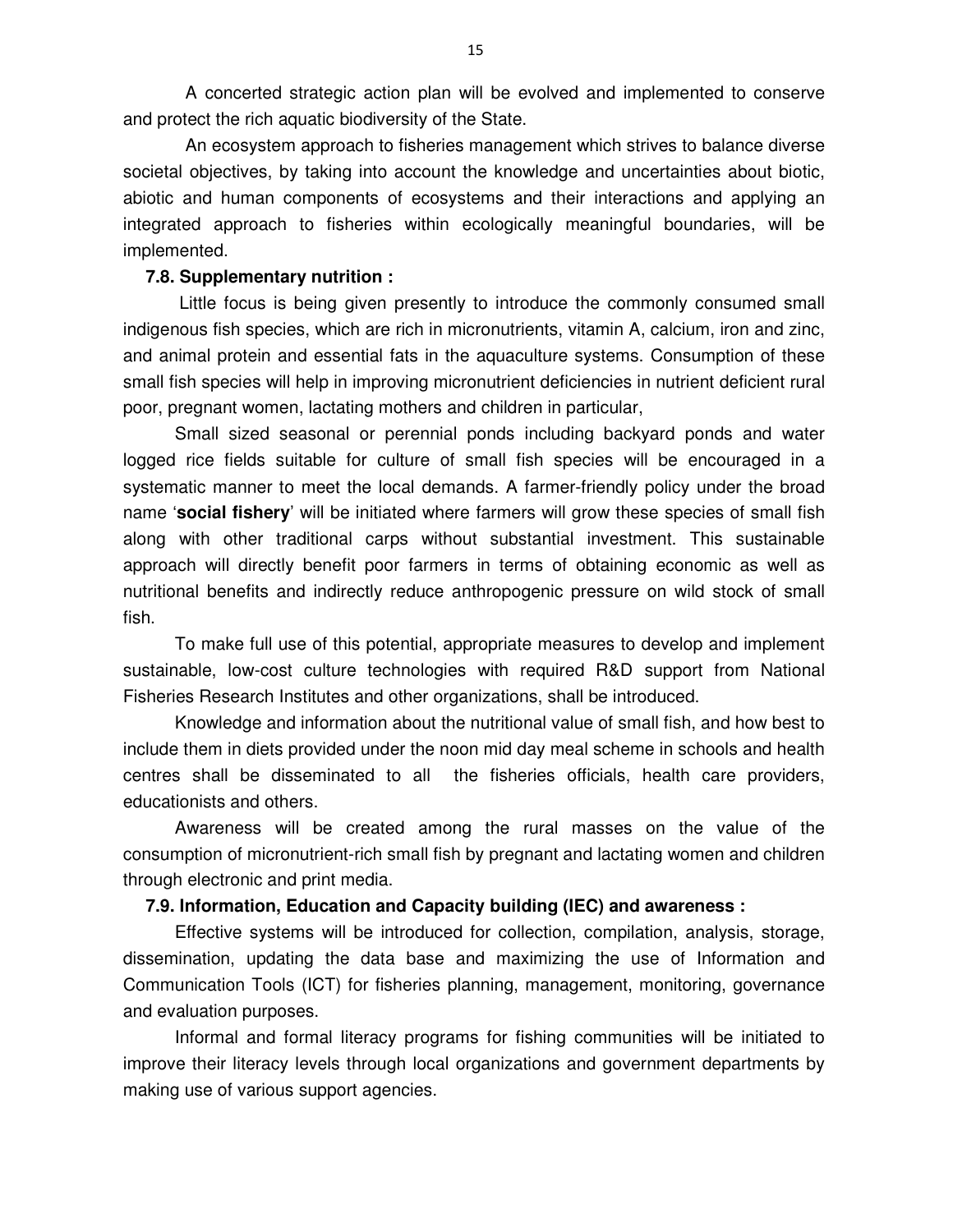A concerted strategic action plan will be evolved and implemented to conserve and protect the rich aquatic biodiversity of the State.

An ecosystem approach to fisheries management which strives to balance diverse societal objectives, by taking into account the knowledge and uncertainties about biotic, abiotic and human components of ecosystems and their interactions and applying an integrated approach to fisheries within ecologically meaningful boundaries, will be implemented.

### 7.8. Supplementary nutrition :

Little focus is being given presently to introduce the commonly consumed small indigenous fish species, which are rich in micronutrients, vitamin A, calcium, iron and zinc, and animal protein and essential fats in the aquaculture systems. Consumption of these small fish species will help in improving micronutrient deficiencies in nutrient deficient rural poor, pregnant women, lactating mothers and children in particular,

Small sized seasonal or perennial ponds including backyard ponds and water logged rice fields suitable for culture of small fish species will be encouraged in a systematic manner to meet the local demands. A farmer-friendly policy under the broad name '**social fishery**' will be initiated where farmers will grow these species of small fish along with other traditional carps without substantial investment. This sustainable approach will directly benefit poor farmers in terms of obtaining economic as well as nutritional benefits and indirectly reduce anthropogenic pressure on wild stock of small fish.

To make full use of this potential, appropriate measures to develop and implement sustainable, low-cost culture technologies with required R&D support from National Fisheries Research Institutes and other organizations, shall be introduced.

Knowledge and information about the nutritional value of small fish, and how best to include them in diets provided under the noon mid day meal scheme in schools and health centres shall be disseminated to all the fisheries officials, health care providers, educationists and others.

Awareness will be created among the rural masses on the value of the consumption of micronutrient-rich small fish by pregnant and lactating women and children through electronic and print media.

### 7.9. Information, Education and Capacity building (IEC) and awareness :

Effective systems will be introduced for collection, compilation, analysis, storage, dissemination, updating the data base and maximizing the use of Information and Communication Tools (ICT) for fisheries planning, management, monitoring, governance and evaluation purposes.

Informal and formal literacy programs for fishing communities will be initiated to improve their literacy levels through local organizations and government departments by making use of various support agencies.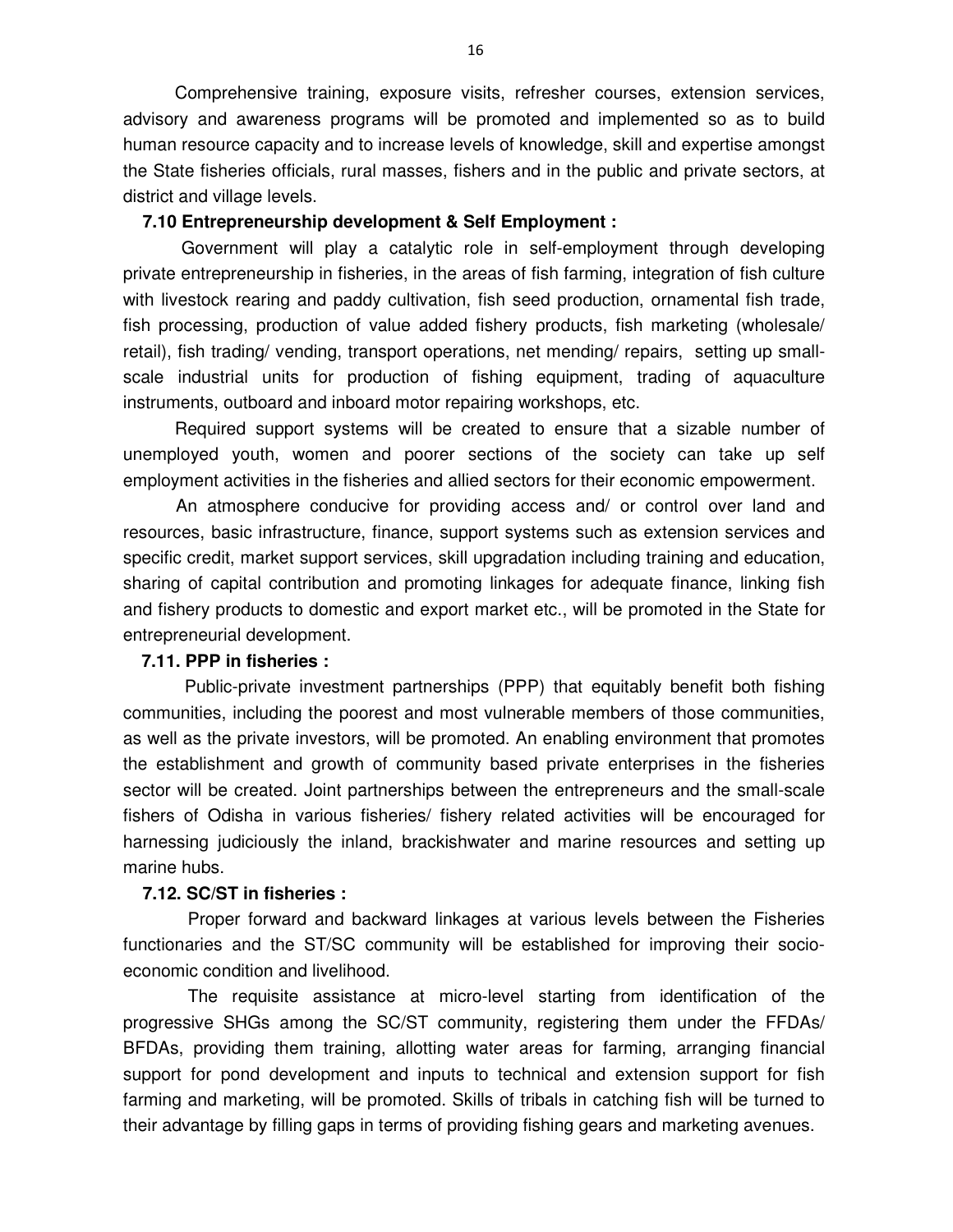Comprehensive training, exposure visits, refresher courses, extension services, advisory and awareness programs will be promoted and implemented so as to build human resource capacity and to increase levels of knowledge, skill and expertise amongst the State fisheries officials, rural masses, fishers and in the public and private sectors, at district and village levels.

### 7.10 Entrepreneurship development & Self Employment :

Government will play a catalytic role in self-employment through developing private entrepreneurship in fisheries, in the areas of fish farming, integration of fish culture with livestock rearing and paddy cultivation, fish seed production, ornamental fish trade, fish processing, production of value added fishery products, fish marketing (wholesale/ retail), fish trading/ vending, transport operations, net mending/ repairs, setting up small-scale industrial units for production of fishing equipment, trading of aquaculture instruments, outboard and inboard motor repairing workshops, etc.

Required support systems will be created to ensure that a sizable number of unemployed youth, women and poorer sections of the society can take up self employment activities in the fisheries and allied sectors for their economic empowerment.

An atmosphere conducive for providing access and/ or control over land and resources, basic infrastructure, finance, support systems such as extension services and specific credit, market support services, skill upgradation including training and education, sharing of capital contribution and promoting linkages for adequate finance, linking fish and fishery products to domestic and export market etc., will be promoted in the State for entrepreneurial development.

### 7.11. PPP in fisheries :

Public-private investment partnerships (PPP) that equitably benefit both fishing communities, including the poorest and most vulnerable members of those communities, as well as the private investors, will be promoted. An enabling environment that promotes the establishment and growth of community based private enterprises in the fisheries sector will be created. Joint partnerships between the entrepreneurs and the small-scale fishers of Odisha in various fisheries/ fishery related activities will be encouraged for harnessing judiciously the inland, brackishwater and marine resources and setting up marine hubs.

### 7.12. SC/ST in fisheries :

Proper forward and backward linkages at various levels between the Fisheries functionaries and the ST/SC community will be established for improving their socio-economic condition and livelihood.

The requisite assistance at micro-level starting from identification of the progressive SHGs among the SC/ST community, registering them under the FFDAs/ BFDAs, providing them training, allotting water areas for farming, arranging financial support for pond development and inputs to technical and extension support for fish farming and marketing, will be promoted. Skills of tribals in catching fish will be turned to their advantage by filling gaps in terms of providing fishing gears and marketing avenues.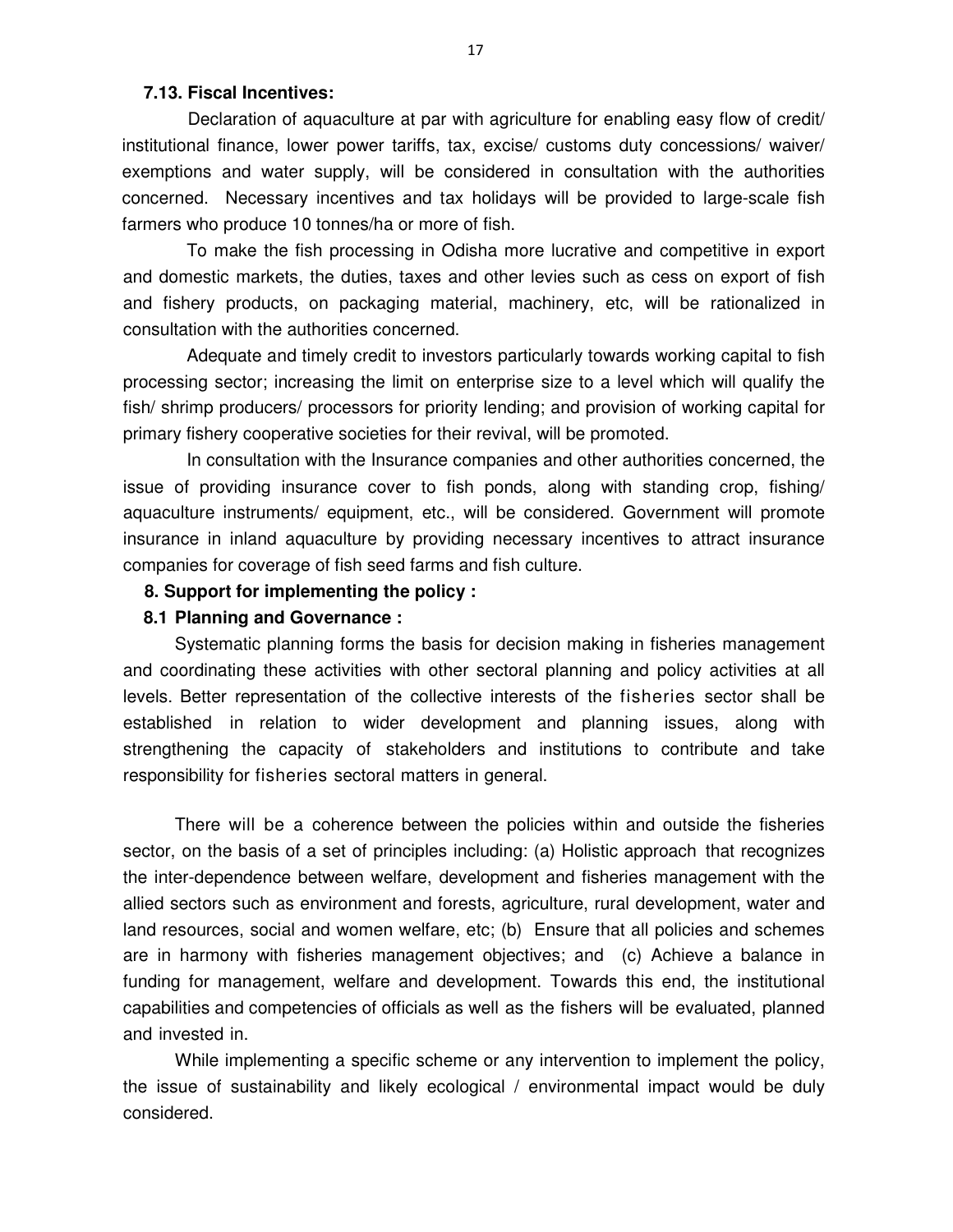### 7.13. Fiscal Incentives:

Declaration of aquaculture at par with agriculture for enabling easy flow of credit/ institutional finance, lower power tariffs, tax, excise/ customs duty concessions/ waiver/ exemptions and water supply, will be considered in consultation with the authorities concerned. Necessary incentives and tax holidays will be provided to large-scale fish farmers who produce 10 tonnes/ha or more of fish.

To make the fish processing in Odisha more lucrative and competitive in export and domestic markets, the duties, taxes and other levies such as cess on export of fish and fishery products, on packaging material, machinery, etc, will be rationalized in consultation with the authorities concerned.

Adequate and timely credit to investors particularly towards working capital to fish processing sector; increasing the limit on enterprise size to a level which will qualify the fish/ shrimp producers/ processors for priority lending; and provision of working capital for primary fishery cooperative societies for their revival, will be promoted.

In consultation with the Insurance companies and other authorities concerned, the issue of providing insurance cover to fish ponds, along with standing crop, fishing/ aquaculture instruments/ equipment, etc., will be considered. Government will promote insurance in inland aquaculture by providing necessary incentives to attract insurance companies for coverage of fish seed farms and fish culture.

## 8. Support for implementing the policy :

### 8.1 Planning and Governance :

Systematic planning forms the basis for decision making in fisheries management and coordinating these activities with other sectoral planning and policy activities at all levels. Better representation of the collective interests of the fisheries sector shall be established in relation to wider development and planning issues, along with strengthening the capacity of stakeholders and institutions to contribute and take responsibility for fisheries sectoral matters in general.

There will be a coherence between the policies within and outside the fisheries sector, on the basis of a set of principles including: (a) Holistic approach that recognizes the inter-dependence between welfare, development and fisheries management with the allied sectors such as environment and forests, agriculture, rural development, water and land resources, social and women welfare, etc; (b) Ensure that all policies and schemes are in harmony with fisheries management objectives; and (c) Achieve a balance in funding for management, welfare and development. Towards this end, the institutional capabilities and competencies of officials as well as the fishers will be evaluated, planned and invested in.

While implementing a specific scheme or any intervention to implement the policy, the issue of sustainability and likely ecological / environmental impact would be duly considered.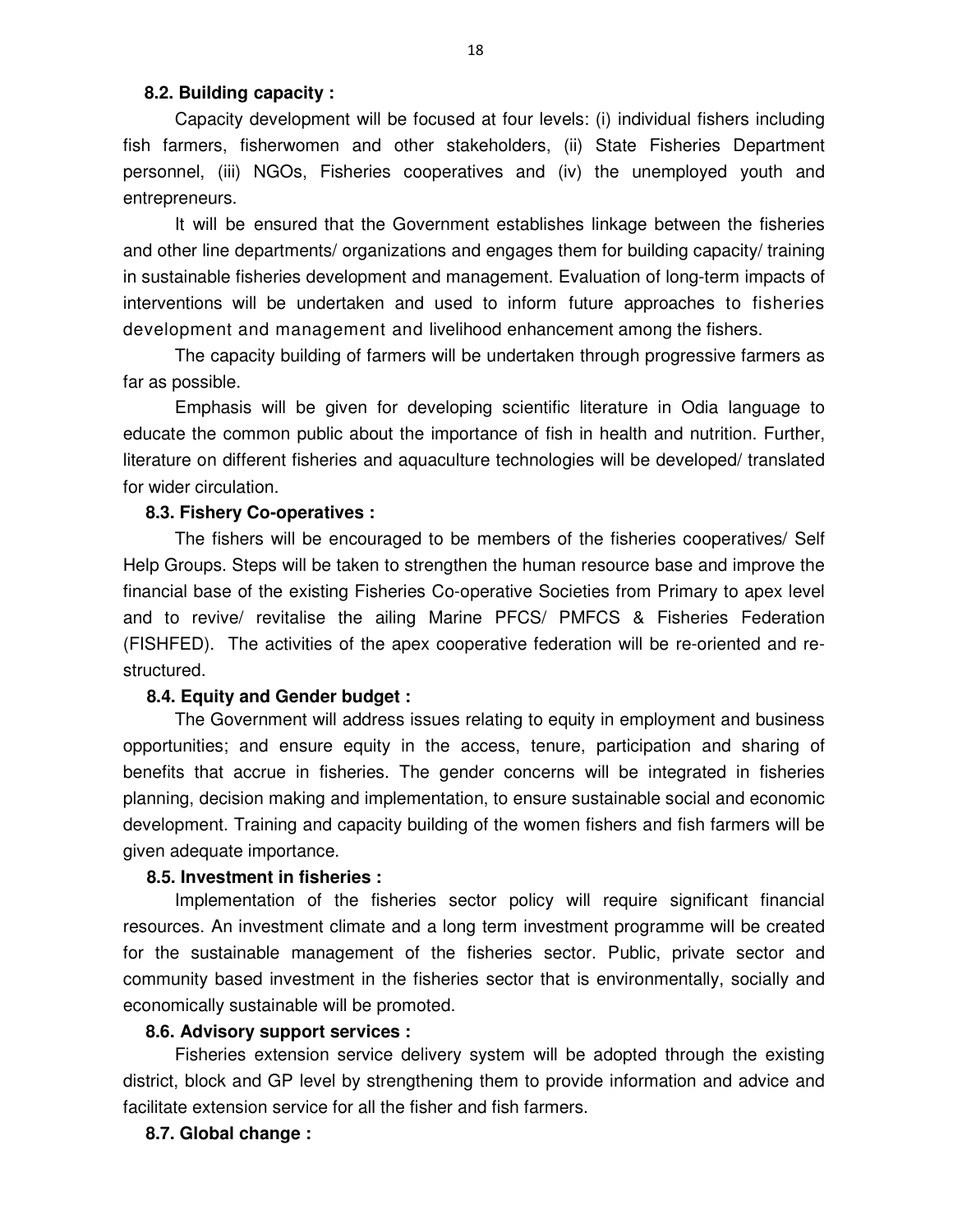### 8.2. Building capacity :

Capacity development will be focused at four levels: (i) individual fishers including fish farmers, fisherwomen and other stakeholders, (ii) State Fisheries Department personnel, (iii) NGOs, Fisheries cooperatives and (iv) the unemployed youth and entrepreneurs.

It will be ensured that the Government establishes linkage between the fisheries and other line departments/ organizations and engages them for building capacity/ training in sustainable fisheries development and management. Evaluation of long-term impacts of interventions will be undertaken and used to inform future approaches to fisheries development and management and livelihood enhancement among the fishers.

The capacity building of farmers will be undertaken through progressive farmers as far as possible.

Emphasis will be given for developing scientific literature in Odia language to educate the common public about the importance of fish in health and nutrition. Further, literature on different fisheries and aquaculture technologies will be developed/ translated for wider circulation.

### 8.3. Fishery Co-operatives :

The fishers will be encouraged to be members of the fisheries cooperatives/ Self Help Groups. Steps will be taken to strengthen the human resource base and improve the financial base of the existing Fisheries Co-operative Societies from Primary to apex level and to revive/ revitalise the ailing Marine PFCS/ PMFCS & Fisheries Federation (FISHFED). The activities of the apex cooperative federation will be re-oriented and re-structured.

### 8.4. Equity and Gender budget :

The Government will address issues relating to equity in employment and business opportunities; and ensure equity in the access, tenure, participation and sharing of benefits that accrue in fisheries. The gender concerns will be integrated in fisheries planning, decision making and implementation, to ensure sustainable social and economic development. Training and capacity building of the women fishers and fish farmers will be given adequate importance.

### 8.5. Investment in fisheries :

Implementation of the fisheries sector policy will require significant financial resources. An investment climate and a long term investment programme will be created for the sustainable management of the fisheries sector. Public, private sector and community based investment in the fisheries sector that is environmentally, socially and economically sustainable will be promoted.

### 8.6. Advisory support services :

Fisheries extension service delivery system will be adopted through the existing district, block and GP level by strengthening them to provide information and advice and facilitate extension service for all the fisher and fish farmers.

### 8.7. Global change :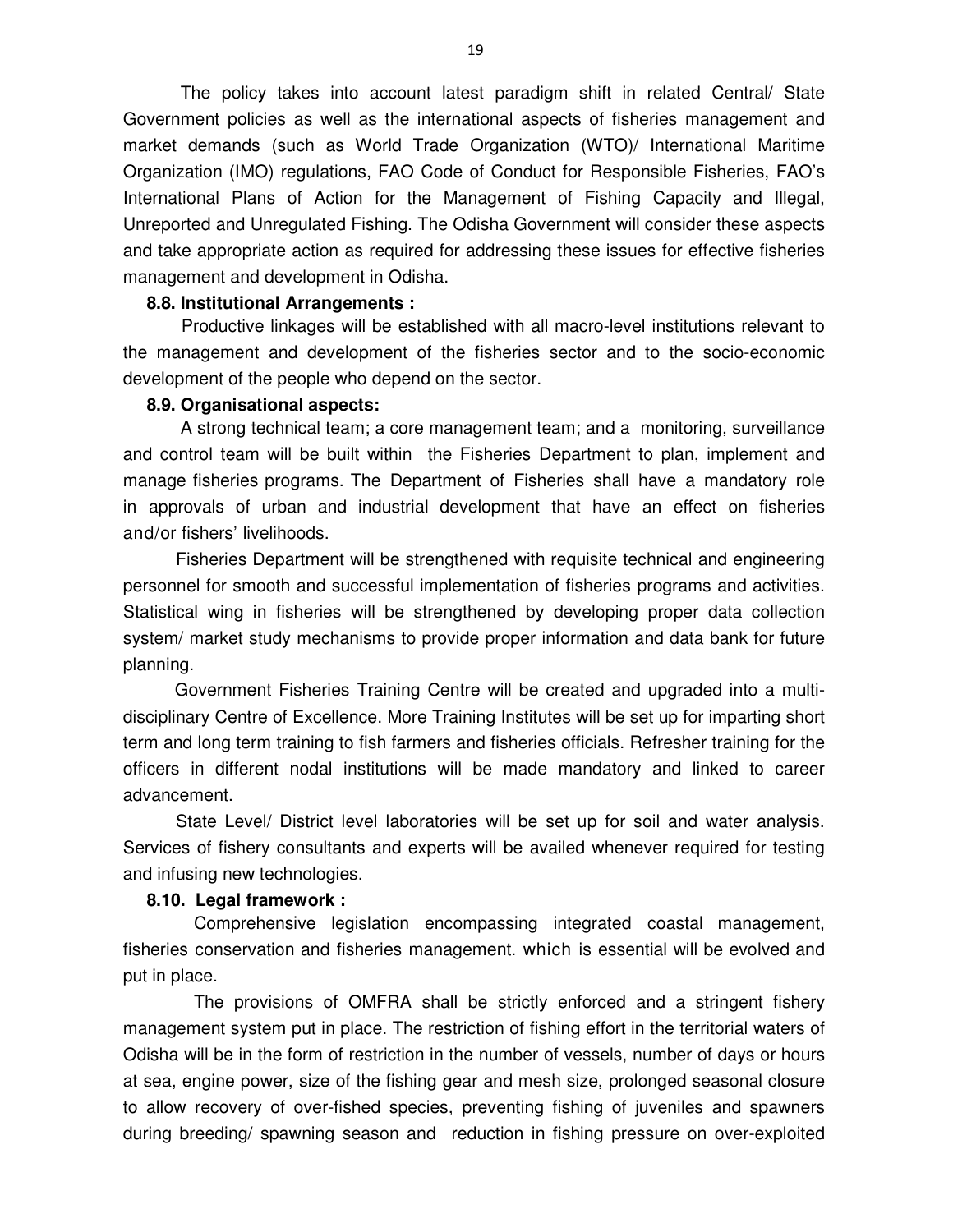The policy takes into account latest paradigm shift in related Central/ State Government policies as well as the international aspects of fisheries management and market demands (such as World Trade Organization (WTO)/ International Maritime Organization (IMO) regulations, FAO Code of Conduct for Responsible Fisheries, FAO's International Plans of Action for the Management of Fishing Capacity and Illegal, Unreported and Unregulated Fishing. The Odisha Government will consider these aspects and take appropriate action as required for addressing these issues for effective fisheries management and development in Odisha.

**8.8. Institutional Arrangements :**

Productive linkages will be established with all macro-level institutions relevant to the management and development of the fisheries sector and to the socio-economic development of the people who depend on the sector.

**8.9. Organisational aspects:**

A strong technical team; a core management team; and a monitoring, surveillance and control team will be built within the Fisheries Department to plan, implement and manage fisheries programs. The Department of Fisheries shall have a mandatory role in approvals of urban and industrial development that have an effect on fisheries and/or fishers' livelihoods.

Fisheries Department will be strengthened with requisite technical and engineering personnel for smooth and successful implementation of fisheries programs and activities. Statistical wing in fisheries will be strengthened by developing proper data collection system/ market study mechanisms to provide proper information and data bank for future planning.

Government Fisheries Training Centre will be created and upgraded into a multi-disciplinary Centre of Excellence. More Training Institutes will be set up for imparting short term and long term training to fish farmers and fisheries officials. Refresher training for the officers in different nodal institutions will be made mandatory and linked to career advancement.

State Level/ District level laboratories will be set up for soil and water analysis. Services of fishery consultants and experts will be availed whenever required for testing and infusing new technologies.

**8.10. Legal framework :**

Comprehensive legislation encompassing integrated coastal management, fisheries conservation and fisheries management. which is essential will be evolved and put in place.

The provisions of OMFRA shall be strictly enforced and a stringent fishery management system put in place. The restriction of fishing effort in the territorial waters of Odisha will be in the form of restriction in the number of vessels, number of days or hours at sea, engine power, size of the fishing gear and mesh size, prolonged seasonal closure to allow recovery of over-fished species, preventing fishing of juveniles and spawners during breeding/ spawning season and reduction in fishing pressure on over-exploited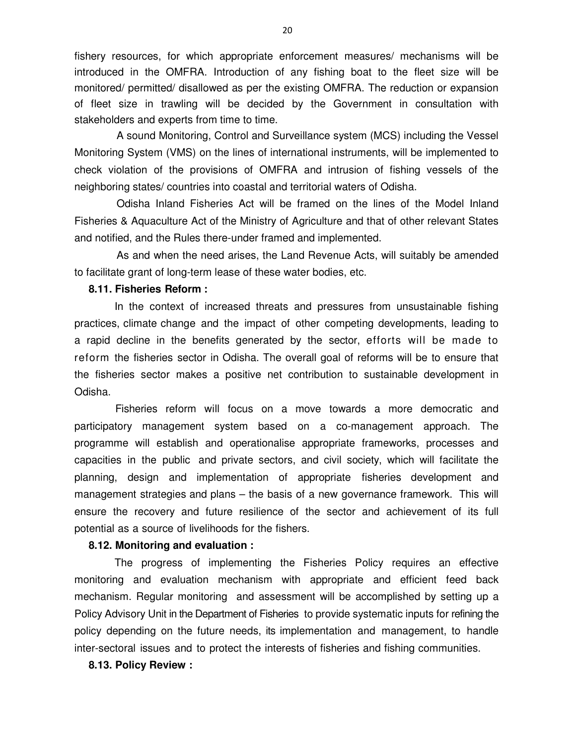fishery resources, for which appropriate enforcement measures/ mechanisms will be introduced in the OMFRA. Introduction of any fishing boat to the fleet size will be monitored/ permitted/ disallowed as per the existing OMFRA. The reduction or expansion of fleet size in trawling will be decided by the Government in consultation with stakeholders and experts from time to time.

A sound Monitoring, Control and Surveillance system (MCS) including the Vessel Monitoring System (VMS) on the lines of international instruments, will be implemented to check violation of the provisions of OMFRA and intrusion of fishing vessels of the neighboring states/ countries into coastal and territorial waters of Odisha.

Odisha Inland Fisheries Act will be framed on the lines of the Model Inland Fisheries & Aquaculture Act of the Ministry of Agriculture and that of other relevant States and notified, and the Rules there-under framed and implemented.

As and when the need arises, the Land Revenue Acts, will suitably be amended to facilitate grant of long-term lease of these water bodies, etc.

**8.11. Fisheries Reform :**

In the context of increased threats and pressures from unsustainable fishing practices, climate change and the impact of other competing developments, leading to a rapid decline in the benefits generated by the sector, efforts will be made to reform the fisheries sector in Odisha. The overall goal of reforms will be to ensure that the fisheries sector makes a positive net contribution to sustainable development in Odisha.

Fisheries reform will focus on a move towards a more democratic and participatory management system based on a co-management approach. The programme will establish and operationalise appropriate frameworks, processes and capacities in the public and private sectors, and civil society, which will facilitate the planning, design and implementation of appropriate fisheries development and management strategies and plans – the basis of a new governance framework. This will ensure the recovery and future resilience of the sector and achievement of its full potential as a source of livelihoods for the fishers.

**8.12. Monitoring and evaluation :**

The progress of implementing the Fisheries Policy requires an effective monitoring and evaluation mechanism with appropriate and efficient feed back mechanism. Regular monitoring and assessment will be accomplished by setting up a Policy Advisory Unit in the Department of Fisheries to provide systematic inputs for refining the policy depending on the future needs, its implementation and management, to handle inter-sectoral issues and to protect the interests of fisheries and fishing communities.

**8.13. Policy Review :**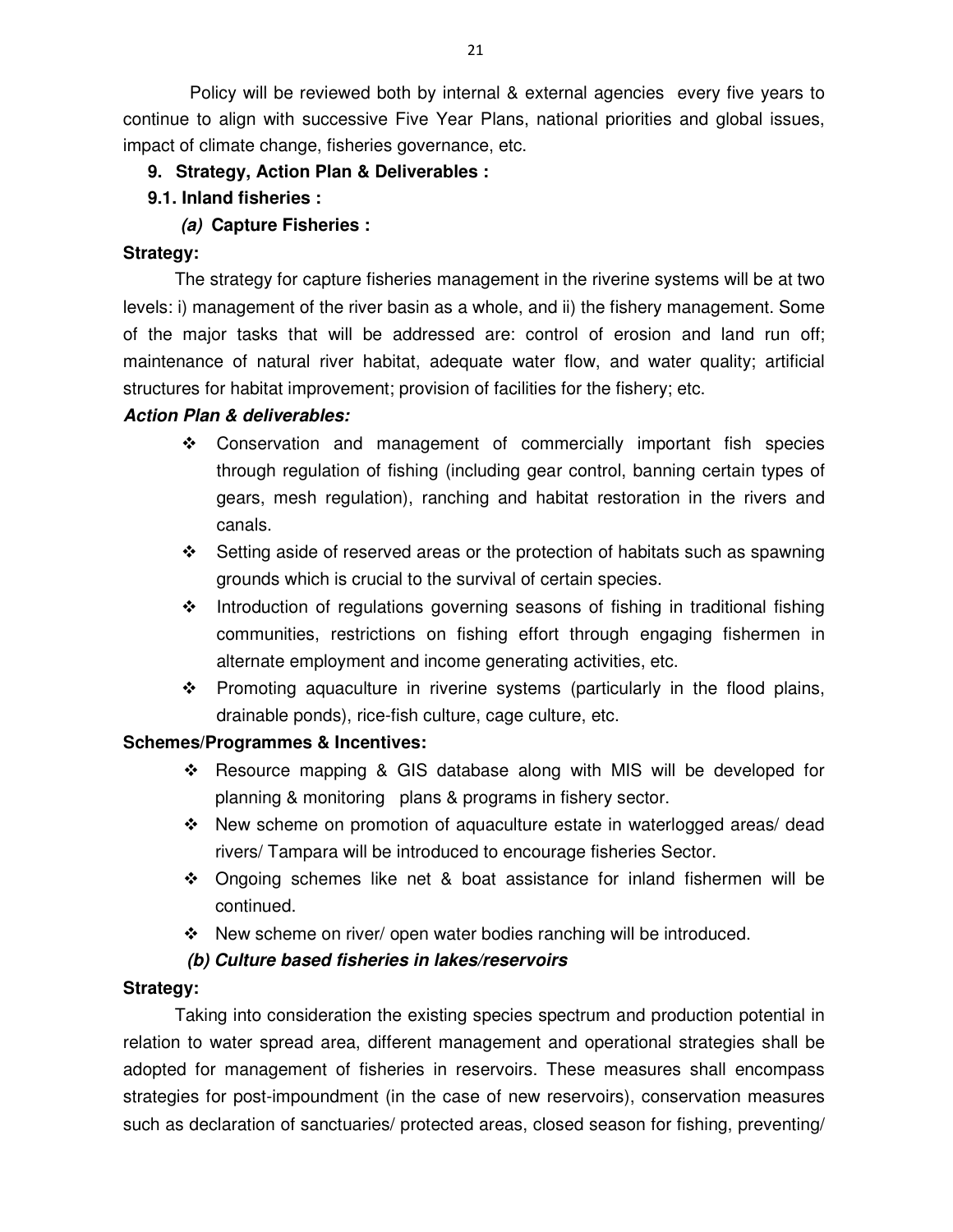Policy will be reviewed both by internal & external agencies every five years to continue to align with successive Five Year Plans, national priorities and global issues, impact of climate change, fisheries governance, etc.

## 9. Strategy, Action Plan & Deliverables :

### 9.1. Inland fisheries :

#### *(a)* Capture Fisheries :

**Strategy:**

The strategy for capture fisheries management in the riverine systems will be at two levels: i) management of the river basin as a whole, and ii) the fishery management. Some of the major tasks that will be addressed are: control of erosion and land run off; maintenance of natural river habitat, adequate water flow, and water quality; artificial structures for habitat improvement; provision of facilities for the fishery; etc.

***Action Plan & deliverables:***

- Conservation and management of commercially important fish species through regulation of fishing (including gear control, banning certain types of gears, mesh regulation), ranching and habitat restoration in the rivers and canals.
- Setting aside of reserved areas or the protection of habitats such as spawning grounds which is crucial to the survival of certain species.
- Introduction of regulations governing seasons of fishing in traditional fishing communities, restrictions on fishing effort through engaging fishermen in alternate employment and income generating activities, etc.
- Promoting aquaculture in riverine systems (particularly in the flood plains, drainable ponds), rice-fish culture, cage culture, etc.

**Schemes/Programmes & Incentives:**

- Resource mapping & GIS database along with MIS will be developed for planning & monitoring plans & programs in fishery sector.
- New scheme on promotion of aquaculture estate in waterlogged areas/ dead rivers/ Tampara will be introduced to encourage fisheries Sector.
- Ongoing schemes like net & boat assistance for inland fishermen will be continued.
- New scheme on river/ open water bodies ranching will be introduced.

#### *(b) Culture based fisheries in lakes/reservoirs*

**Strategy:**

Taking into consideration the existing species spectrum and production potential in relation to water spread area, different management and operational strategies shall be adopted for management of fisheries in reservoirs. These measures shall encompass strategies for post-impoundment (in the case of new reservoirs), conservation measures such as declaration of sanctuaries/ protected areas, closed season for fishing, preventing/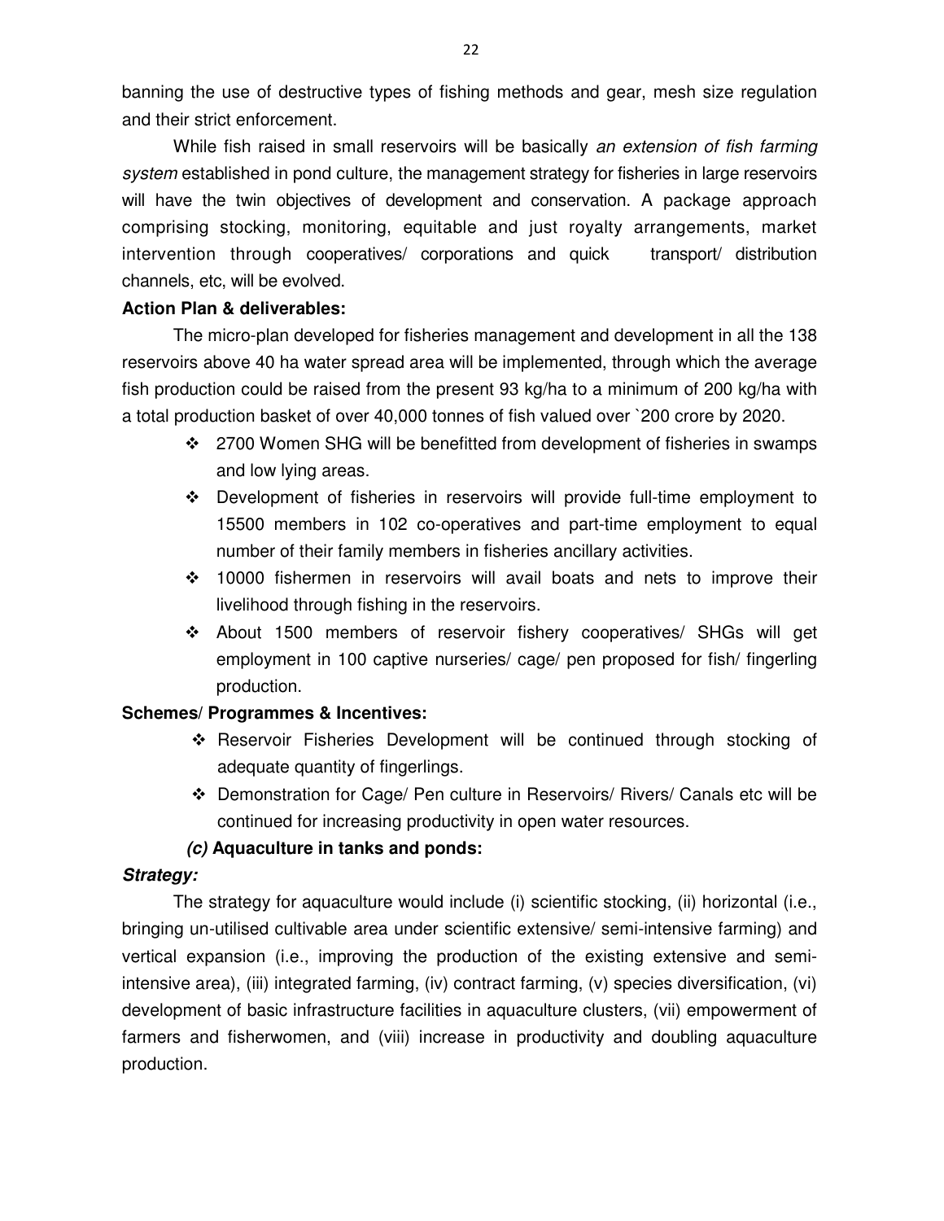banning the use of destructive types of fishing methods and gear, mesh size regulation and their strict enforcement.

While fish raised in small reservoirs will be basically *an extension of fish farming system* established in pond culture, the management strategy for fisheries in large reservoirs will have the twin objectives of development and conservation. A package approach comprising stocking, monitoring, equitable and just royalty arrangements, market intervention through cooperatives/ corporations and quick transport/ distribution channels, etc, will be evolved.

**Action Plan & deliverables:**

The micro-plan developed for fisheries management and development in all the 138 reservoirs above 40 ha water spread area will be implemented, through which the average fish production could be raised from the present 93 kg/ha to a minimum of 200 kg/ha with a total production basket of over 40,000 tonnes of fish valued over `200 crore by 2020.

- 2700 Women SHG will be benefitted from development of fisheries in swamps and low lying areas.
- Development of fisheries in reservoirs will provide full-time employment to 15500 members in 102 co-operatives and part-time employment to equal number of their family members in fisheries ancillary activities.
- 10000 fishermen in reservoirs will avail boats and nets to improve their livelihood through fishing in the reservoirs.
- About 1500 members of reservoir fishery cooperatives/ SHGs will get employment in 100 captive nurseries/ cage/ pen proposed for fish/ fingerling production.

**Schemes/ Programmes & Incentives:**

- Reservoir Fisheries Development will be continued through stocking of adequate quantity of fingerlings.
- Demonstration for Cage/ Pen culture in Reservoirs/ Rivers/ Canals etc will be continued for increasing productivity in open water resources.

***(c)* Aquaculture in tanks and ponds:**

***Strategy:***

The strategy for aquaculture would include (i) scientific stocking, (ii) horizontal (i.e., bringing un-utilised cultivable area under scientific extensive/ semi-intensive farming) and vertical expansion (i.e., improving the production of the existing extensive and semi-intensive area), (iii) integrated farming, (iv) contract farming, (v) species diversification, (vi) development of basic infrastructure facilities in aquaculture clusters, (vii) empowerment of farmers and fisherwomen, and (viii) increase in productivity and doubling aquaculture production.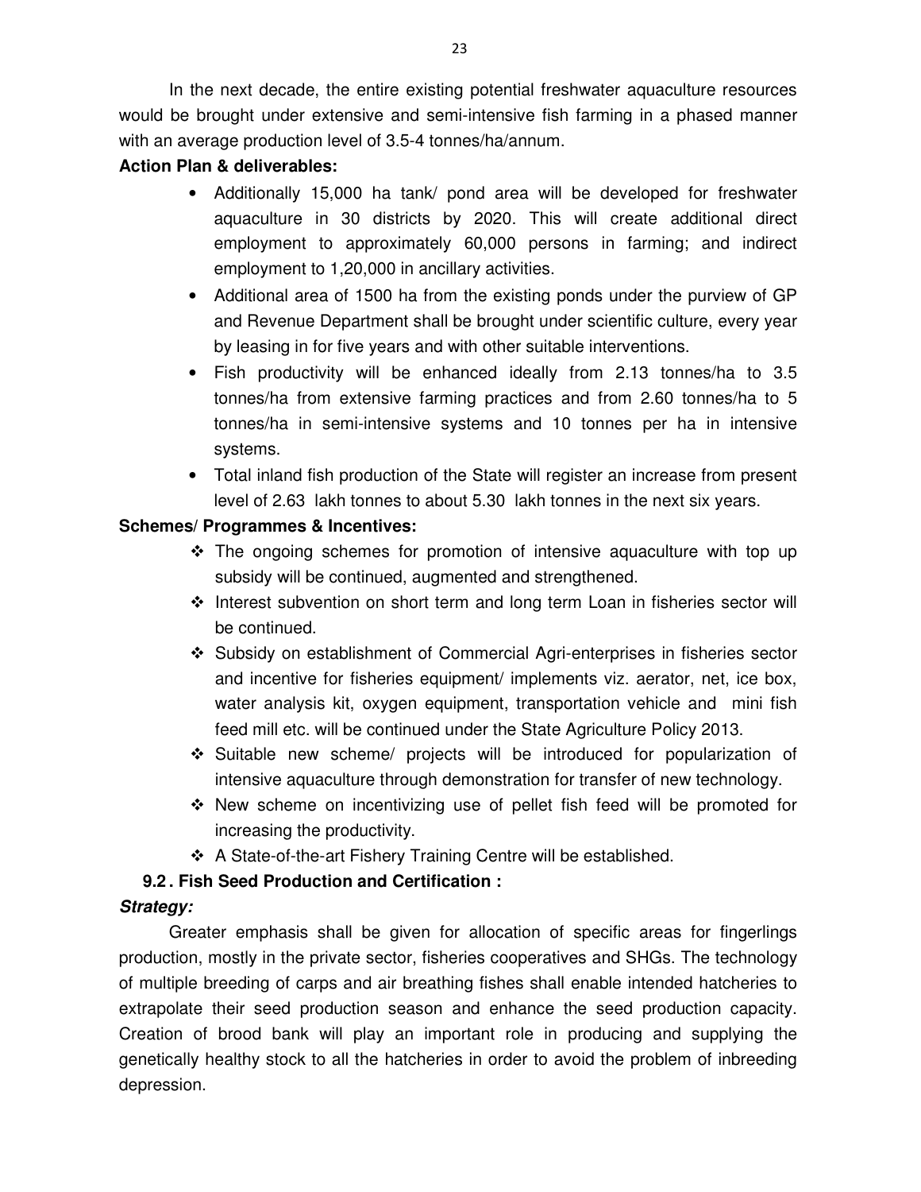In the next decade, the entire existing potential freshwater aquaculture resources would be brought under extensive and semi-intensive fish farming in a phased manner with an average production level of 3.5-4 tonnes/ha/annum.

**Action Plan & deliverables:**

- Additionally 15,000 ha tank/ pond area will be developed for freshwater aquaculture in 30 districts by 2020. This will create additional direct employment to approximately 60,000 persons in farming; and indirect employment to 1,20,000 in ancillary activities.
- Additional area of 1500 ha from the existing ponds under the purview of GP and Revenue Department shall be brought under scientific culture, every year by leasing in for five years and with other suitable interventions.
- Fish productivity will be enhanced ideally from 2.13 tonnes/ha to 3.5 tonnes/ha from extensive farming practices and from 2.60 tonnes/ha to 5 tonnes/ha in semi-intensive systems and 10 tonnes per ha in intensive systems.
- Total inland fish production of the State will register an increase from present level of 2.63 lakh tonnes to about 5.30 lakh tonnes in the next six years.

**Schemes/ Programmes & Incentives:**

- ❖ The ongoing schemes for promotion of intensive aquaculture with top up subsidy will be continued, augmented and strengthened.
- ❖ Interest subvention on short term and long term Loan in fisheries sector will be continued.
- ❖ Subsidy on establishment of Commercial Agri-enterprises in fisheries sector and incentive for fisheries equipment/ implements viz. aerator, net, ice box, water analysis kit, oxygen equipment, transportation vehicle and mini fish feed mill etc. will be continued under the State Agriculture Policy 2013.
- ❖ Suitable new scheme/ projects will be introduced for popularization of intensive aquaculture through demonstration for transfer of new technology.
- ❖ New scheme on incentivizing use of pellet fish feed will be promoted for increasing the productivity.
- ❖ A State-of-the-art Fishery Training Centre will be established.

### 9.2 . Fish Seed Production and Certification :

***Strategy:***

Greater emphasis shall be given for allocation of specific areas for fingerlings production, mostly in the private sector, fisheries cooperatives and SHGs. The technology of multiple breeding of carps and air breathing fishes shall enable intended hatcheries to extrapolate their seed production season and enhance the seed production capacity. Creation of brood bank will play an important role in producing and supplying the genetically healthy stock to all the hatcheries in order to avoid the problem of inbreeding depression.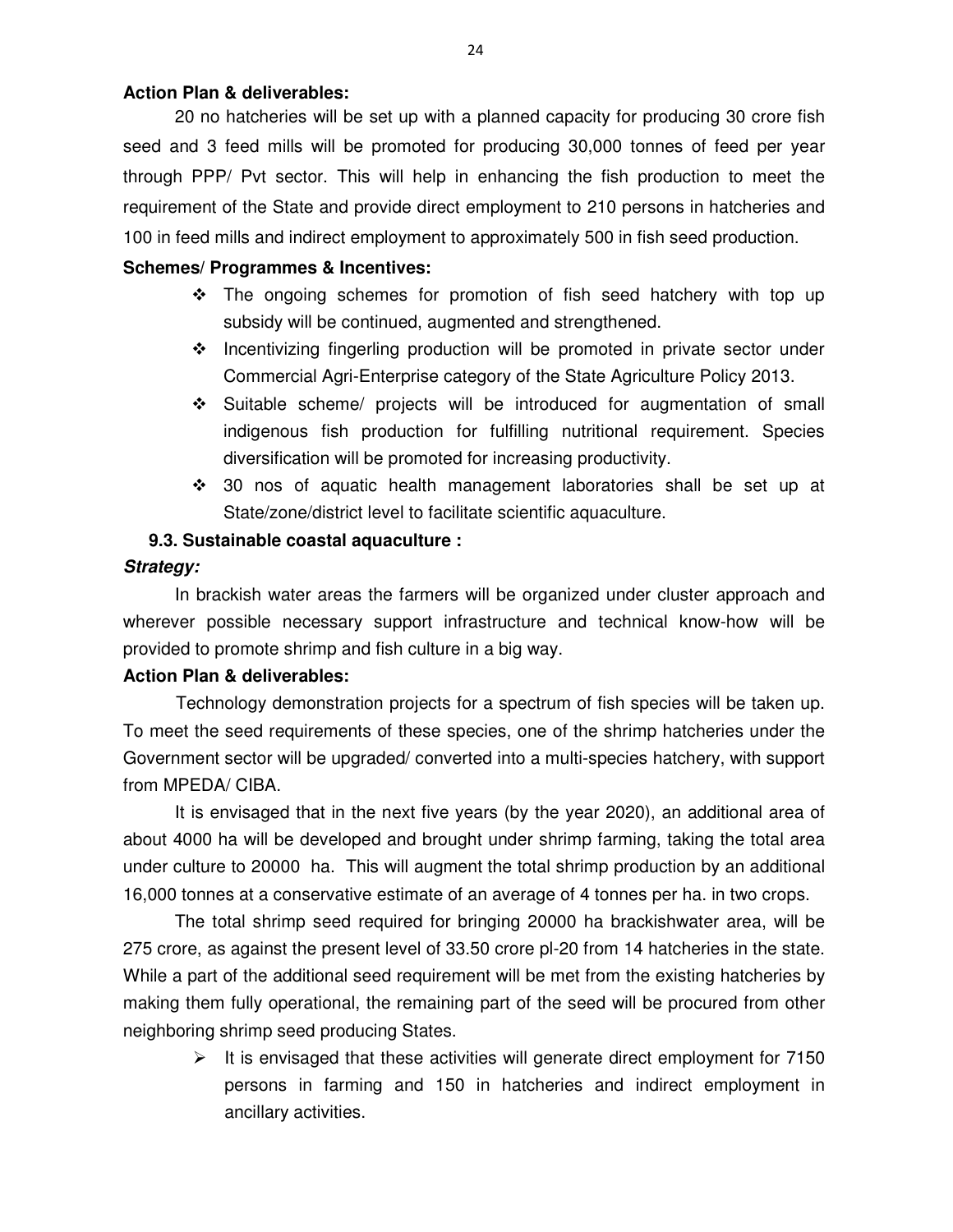**Action Plan & deliverables:**

20 no hatcheries will be set up with a planned capacity for producing 30 crore fish seed and 3 feed mills will be promoted for producing 30,000 tonnes of feed per year through PPP/ Pvt sector. This will help in enhancing the fish production to meet the requirement of the State and provide direct employment to 210 persons in hatcheries and 100 in feed mills and indirect employment to approximately 500 in fish seed production.

**Schemes/ Programmes & Incentives:**

- ❖ The ongoing schemes for promotion of fish seed hatchery with top up subsidy will be continued, augmented and strengthened.
- ❖ Incentivizing fingerling production will be promoted in private sector under Commercial Agri-Enterprise category of the State Agriculture Policy 2013.
- ❖ Suitable scheme/ projects will be introduced for augmentation of small indigenous fish production for fulfilling nutritional requirement. Species diversification will be promoted for increasing productivity.
- ❖ 30 nos of aquatic health management laboratories shall be set up at State/zone/district level to facilitate scientific aquaculture.

**9.3. Sustainable coastal aquaculture :**

***Strategy:***

In brackish water areas the farmers will be organized under cluster approach and wherever possible necessary support infrastructure and technical know-how will be provided to promote shrimp and fish culture in a big way.

**Action Plan & deliverables:**

Technology demonstration projects for a spectrum of fish species will be taken up. To meet the seed requirements of these species, one of the shrimp hatcheries under the Government sector will be upgraded/ converted into a multi-species hatchery, with support from MPEDA/ CIBA.

It is envisaged that in the next five years (by the year 2020), an additional area of about 4000 ha will be developed and brought under shrimp farming, taking the total area under culture to 20000 ha. This will augment the total shrimp production by an additional 16,000 tonnes at a conservative estimate of an average of 4 tonnes per ha. in two crops.

The total shrimp seed required for bringing 20000 ha brackishwater area, will be 275 crore, as against the present level of 33.50 crore pl-20 from 14 hatcheries in the state. While a part of the additional seed requirement will be met from the existing hatcheries by making them fully operational, the remaining part of the seed will be procured from other neighboring shrimp seed producing States.

- ➢ It is envisaged that these activities will generate direct employment for 7150 persons in farming and 150 in hatcheries and indirect employment in ancillary activities.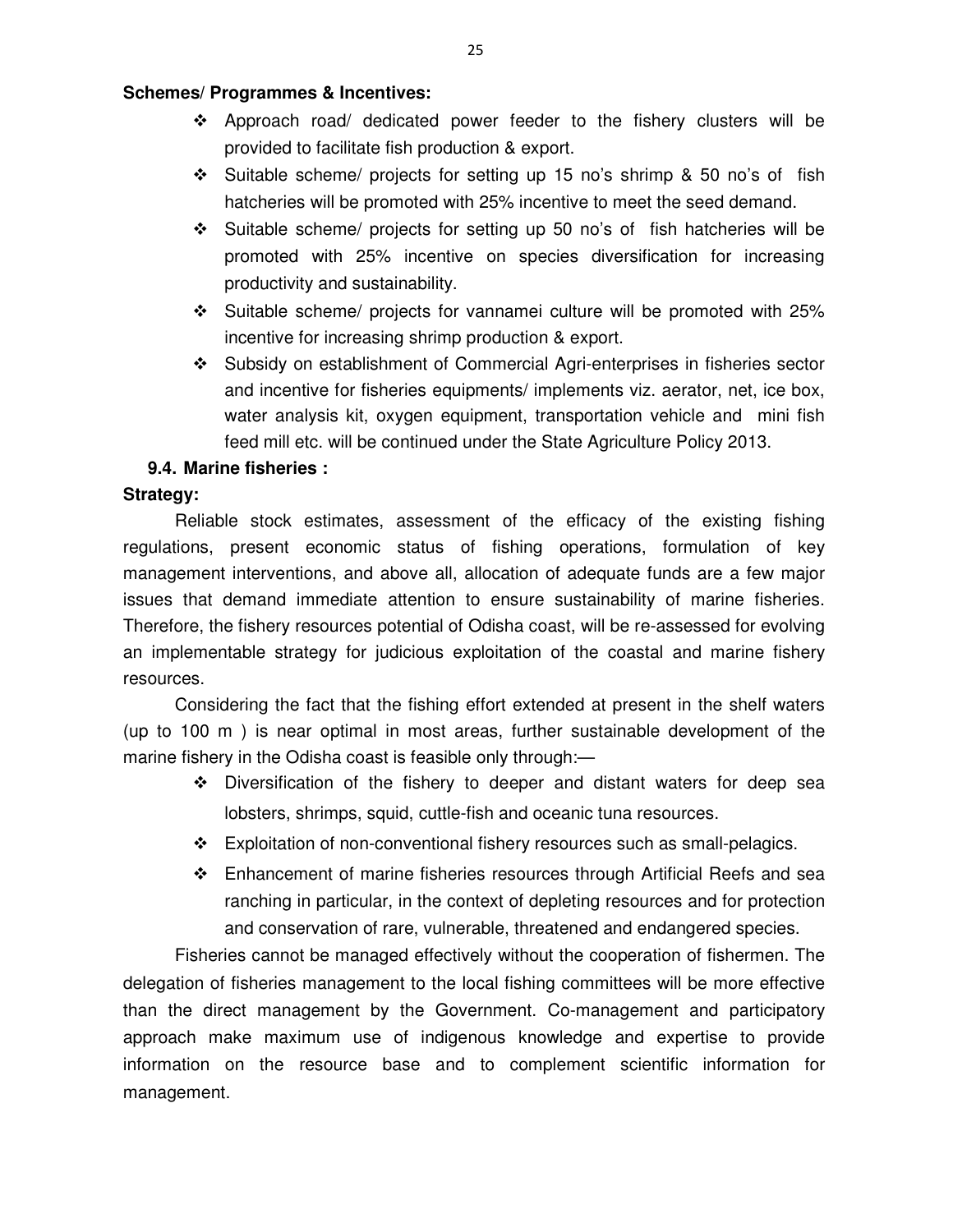**Schemes/ Programmes & Incentives:**

- Approach road/ dedicated power feeder to the fishery clusters will be provided to facilitate fish production & export.
- Suitable scheme/ projects for setting up 15 no's shrimp & 50 no's of fish hatcheries will be promoted with 25% incentive to meet the seed demand.
- Suitable scheme/ projects for setting up 50 no's of fish hatcheries will be promoted with 25% incentive on species diversification for increasing productivity and sustainability.
- Suitable scheme/ projects for vannamei culture will be promoted with 25% incentive for increasing shrimp production & export.
- Subsidy on establishment of Commercial Agri-enterprises in fisheries sector and incentive for fisheries equipments/ implements viz. aerator, net, ice box, water analysis kit, oxygen equipment, transportation vehicle and mini fish feed mill etc. will be continued under the State Agriculture Policy 2013.

### 9.4. Marine fisheries :

**Strategy:**

Reliable stock estimates, assessment of the efficacy of the existing fishing regulations, present economic status of fishing operations, formulation of key management interventions, and above all, allocation of adequate funds are a few major issues that demand immediate attention to ensure sustainability of marine fisheries. Therefore, the fishery resources potential of Odisha coast, will be re-assessed for evolving an implementable strategy for judicious exploitation of the coastal and marine fishery resources.

Considering the fact that the fishing effort extended at present in the shelf waters (up to 100 m ) is near optimal in most areas, further sustainable development of the marine fishery in the Odisha coast is feasible only through:—

- Diversification of the fishery to deeper and distant waters for deep sea lobsters, shrimps, squid, cuttle-fish and oceanic tuna resources.
- Exploitation of non-conventional fishery resources such as small-pelagics.
- Enhancement of marine fisheries resources through Artificial Reefs and sea ranching in particular, in the context of depleting resources and for protection and conservation of rare, vulnerable, threatened and endangered species.

Fisheries cannot be managed effectively without the cooperation of fishermen. The delegation of fisheries management to the local fishing committees will be more effective than the direct management by the Government. Co-management and participatory approach make maximum use of indigenous knowledge and expertise to provide information on the resource base and to complement scientific information for management.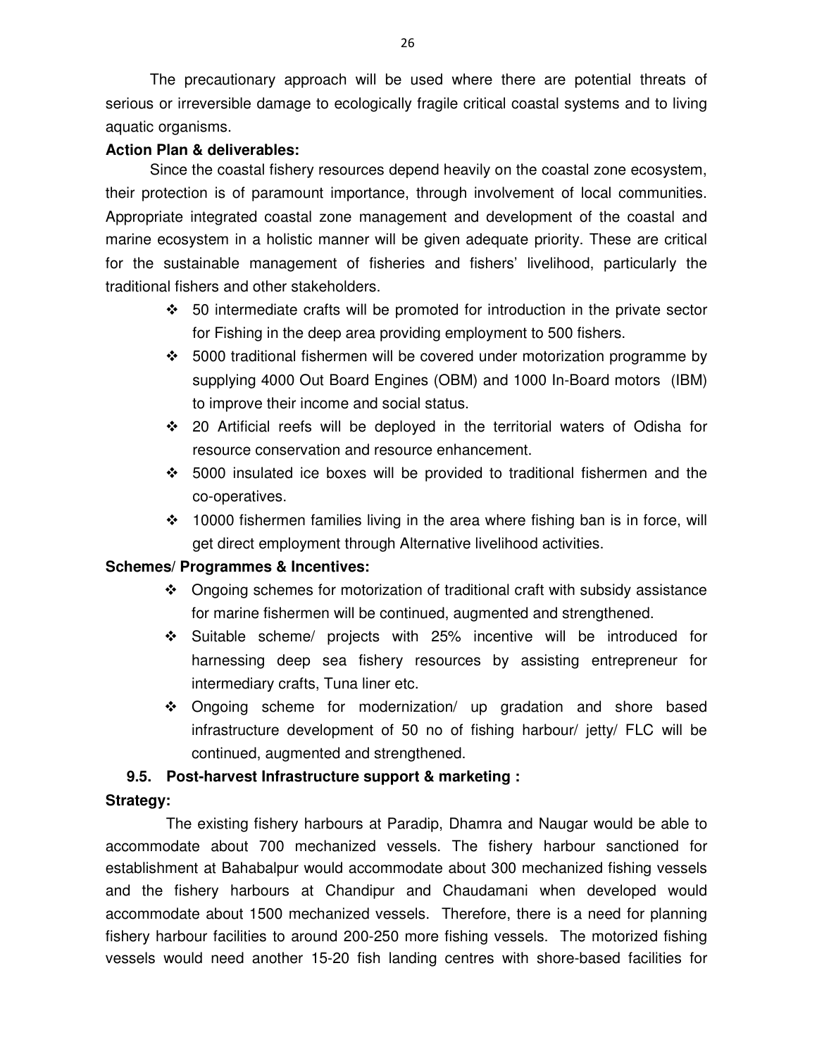The precautionary approach will be used where there are potential threats of serious or irreversible damage to ecologically fragile critical coastal systems and to living aquatic organisms.

**Action Plan & deliverables:**

Since the coastal fishery resources depend heavily on the coastal zone ecosystem, their protection is of paramount importance, through involvement of local communities. Appropriate integrated coastal zone management and development of the coastal and marine ecosystem in a holistic manner will be given adequate priority. These are critical for the sustainable management of fisheries and fishers' livelihood, particularly the traditional fishers and other stakeholders.

- 50 intermediate crafts will be promoted for introduction in the private sector for Fishing in the deep area providing employment to 500 fishers.
- 5000 traditional fishermen will be covered under motorization programme by supplying 4000 Out Board Engines (OBM) and 1000 In-Board motors (IBM) to improve their income and social status.
- 20 Artificial reefs will be deployed in the territorial waters of Odisha for resource conservation and resource enhancement.
- 5000 insulated ice boxes will be provided to traditional fishermen and the co-operatives.
- 10000 fishermen families living in the area where fishing ban is in force, will get direct employment through Alternative livelihood activities.

**Schemes/ Programmes & Incentives:**

- Ongoing schemes for motorization of traditional craft with subsidy assistance for marine fishermen will be continued, augmented and strengthened.
- Suitable scheme/ projects with 25% incentive will be introduced for harnessing deep sea fishery resources by assisting entrepreneur for intermediary crafts, Tuna liner etc.
- Ongoing scheme for modernization/ up gradation and shore based infrastructure development of 50 no of fishing harbour/ jetty/ FLC will be continued, augmented and strengthened.

### 9.5. Post-harvest Infrastructure support & marketing :

**Strategy:**

The existing fishery harbours at Paradip, Dhamra and Naugar would be able to accommodate about 700 mechanized vessels. The fishery harbour sanctioned for establishment at Bahabalpur would accommodate about 300 mechanized fishing vessels and the fishery harbours at Chandipur and Chaudamani when developed would accommodate about 1500 mechanized vessels. Therefore, there is a need for planning fishery harbour facilities to around 200-250 more fishing vessels. The motorized fishing vessels would need another 15-20 fish landing centres with shore-based facilities for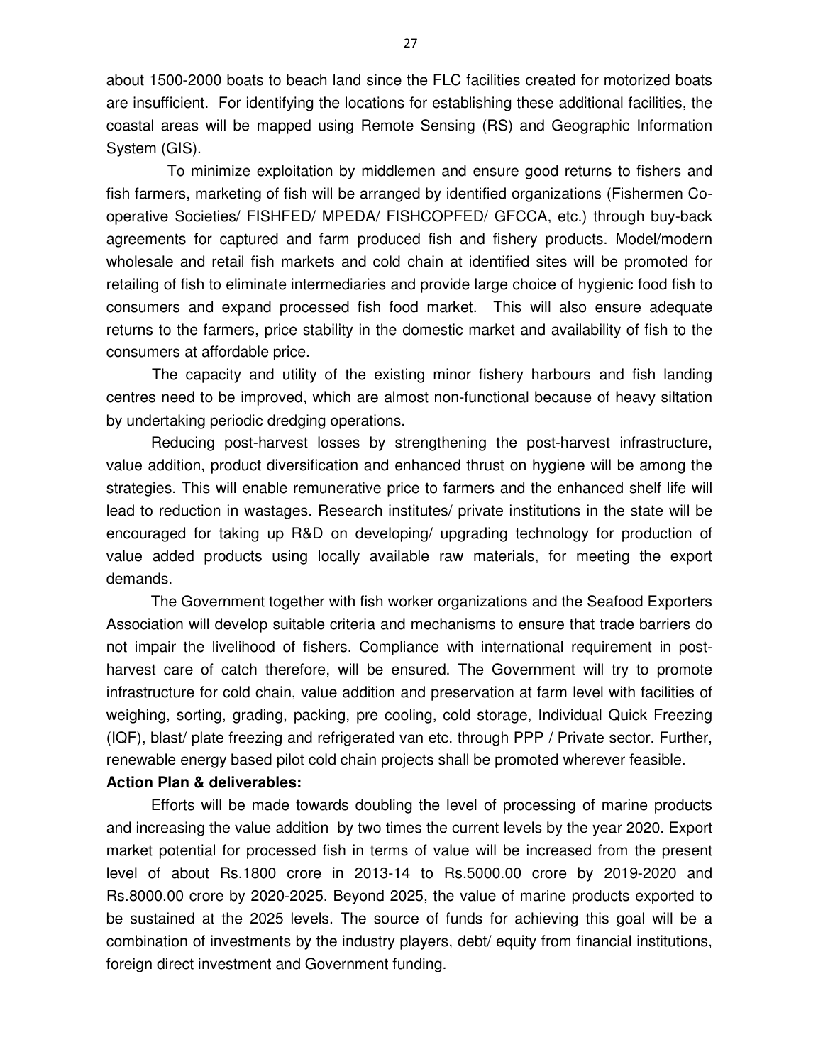about 1500-2000 boats to beach land since the FLC facilities created for motorized boats are insufficient. For identifying the locations for establishing these additional facilities, the coastal areas will be mapped using Remote Sensing (RS) and Geographic Information System (GIS).

To minimize exploitation by middlemen and ensure good returns to fishers and fish farmers, marketing of fish will be arranged by identified organizations (Fishermen Co-operative Societies/ FISHFED/ MPEDA/ FISHCOPFED/ GFCCA, etc.) through buy-back agreements for captured and farm produced fish and fishery products. Model/modern wholesale and retail fish markets and cold chain at identified sites will be promoted for retailing of fish to eliminate intermediaries and provide large choice of hygienic food fish to consumers and expand processed fish food market. This will also ensure adequate returns to the farmers, price stability in the domestic market and availability of fish to the consumers at affordable price.

The capacity and utility of the existing minor fishery harbours and fish landing centres need to be improved, which are almost non-functional because of heavy siltation by undertaking periodic dredging operations.

Reducing post-harvest losses by strengthening the post-harvest infrastructure, value addition, product diversification and enhanced thrust on hygiene will be among the strategies. This will enable remunerative price to farmers and the enhanced shelf life will lead to reduction in wastages. Research institutes/ private institutions in the state will be encouraged for taking up R&D on developing/ upgrading technology for production of value added products using locally available raw materials, for meeting the export demands.

The Government together with fish worker organizations and the Seafood Exporters Association will develop suitable criteria and mechanisms to ensure that trade barriers do not impair the livelihood of fishers. Compliance with international requirement in post-harvest care of catch therefore, will be ensured. The Government will try to promote infrastructure for cold chain, value addition and preservation at farm level with facilities of weighing, sorting, grading, packing, pre cooling, cold storage, Individual Quick Freezing (IQF), blast/ plate freezing and refrigerated van etc. through PPP / Private sector. Further, renewable energy based pilot cold chain projects shall be promoted wherever feasible.

**Action Plan & deliverables:**

Efforts will be made towards doubling the level of processing of marine products and increasing the value addition by two times the current levels by the year 2020. Export market potential for processed fish in terms of value will be increased from the present level of about Rs.1800 crore in 2013-14 to Rs.5000.00 crore by 2019-2020 and Rs.8000.00 crore by 2020-2025. Beyond 2025, the value of marine products exported to be sustained at the 2025 levels. The source of funds for achieving this goal will be a combination of investments by the industry players, debt/ equity from financial institutions, foreign direct investment and Government funding.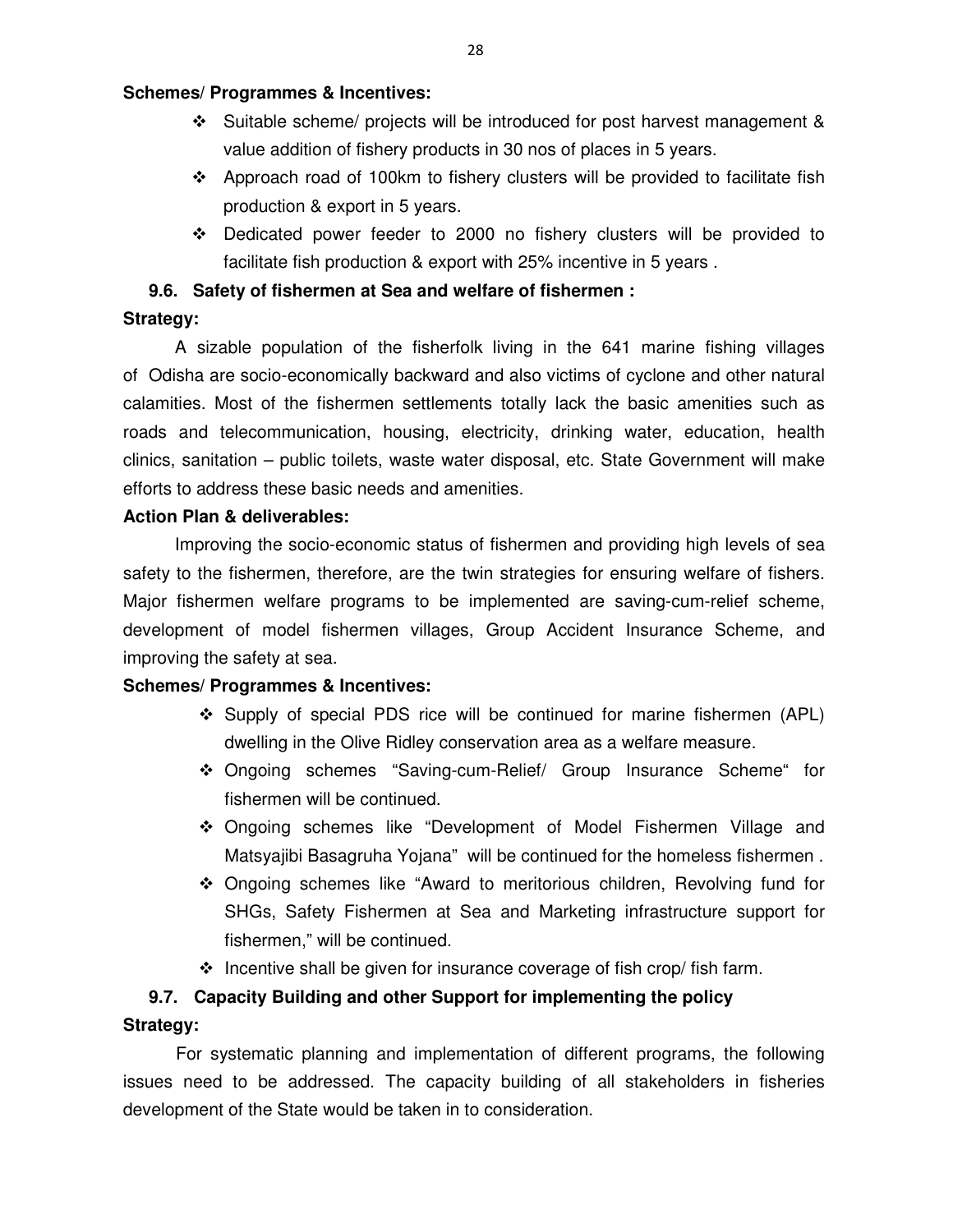**Schemes/ Programmes & Incentives:**

- ❖ Suitable scheme/ projects will be introduced for post harvest management & value addition of fishery products in 30 nos of places in 5 years.
- ❖ Approach road of 100km to fishery clusters will be provided to facilitate fish production & export in 5 years.
- ❖ Dedicated power feeder to 2000 no fishery clusters will be provided to facilitate fish production & export with 25% incentive in 5 years .

### 9.6. Safety of fishermen at Sea and welfare of fishermen :

**Strategy:**

A sizable population of the fisherfolk living in the 641 marine fishing villages of Odisha are socio-economically backward and also victims of cyclone and other natural calamities. Most of the fishermen settlements totally lack the basic amenities such as roads and telecommunication, housing, electricity, drinking water, education, health clinics, sanitation – public toilets, waste water disposal, etc. State Government will make efforts to address these basic needs and amenities.

**Action Plan & deliverables:**

Improving the socio-economic status of fishermen and providing high levels of sea safety to the fishermen, therefore, are the twin strategies for ensuring welfare of fishers. Major fishermen welfare programs to be implemented are saving-cum-relief scheme, development of model fishermen villages, Group Accident Insurance Scheme, and improving the safety at sea.

**Schemes/ Programmes & Incentives:**

- ❖ Supply of special PDS rice will be continued for marine fishermen (APL) dwelling in the Olive Ridley conservation area as a welfare measure.
- ❖ Ongoing schemes "Saving-cum-Relief/ Group Insurance Scheme" for fishermen will be continued.
- ❖ Ongoing schemes like "Development of Model Fishermen Village and Matsyajibi Basagruha Yojana" will be continued for the homeless fishermen .
- ❖ Ongoing schemes like "Award to meritorious children, Revolving fund for SHGs, Safety Fishermen at Sea and Marketing infrastructure support for fishermen," will be continued.
- ❖ Incentive shall be given for insurance coverage of fish crop/ fish farm.

### 9.7. Capacity Building and other Support for implementing the policy

**Strategy:**

For systematic planning and implementation of different programs, the following issues need to be addressed. The capacity building of all stakeholders in fisheries development of the State would be taken in to consideration.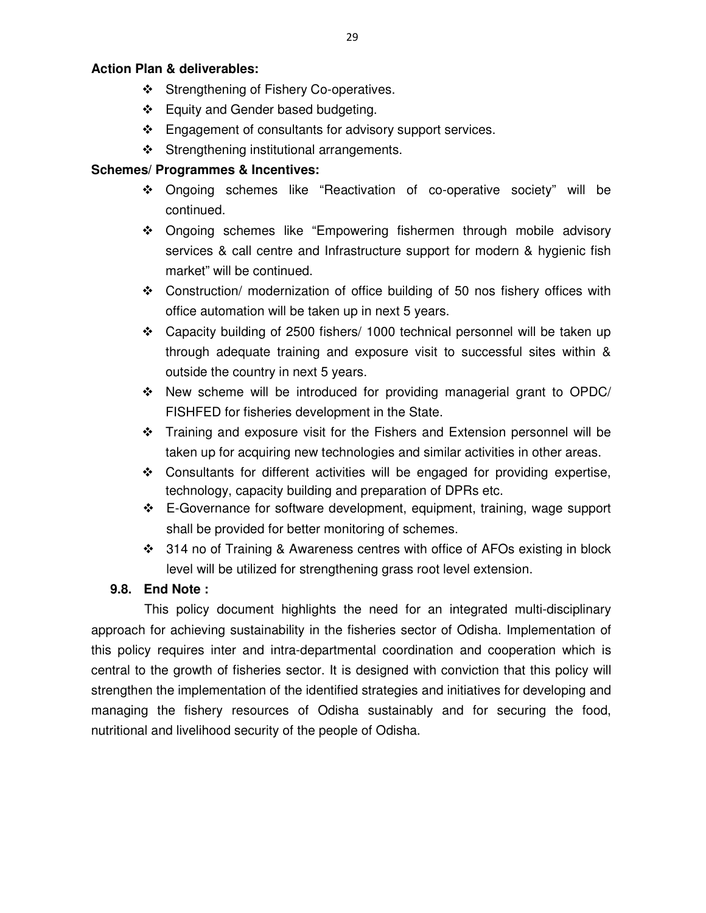**Action Plan & deliverables:**

- Strengthening of Fishery Co-operatives.
- Equity and Gender based budgeting.
- Engagement of consultants for advisory support services.
- Strengthening institutional arrangements.

**Schemes/ Programmes & Incentives:**

- Ongoing schemes like "Reactivation of co-operative society" will be continued.
- Ongoing schemes like "Empowering fishermen through mobile advisory services & call centre and Infrastructure support for modern & hygienic fish market" will be continued.
- Construction/ modernization of office building of 50 nos fishery offices with office automation will be taken up in next 5 years.
- Capacity building of 2500 fishers/ 1000 technical personnel will be taken up through adequate training and exposure visit to successful sites within & outside the country in next 5 years.
- New scheme will be introduced for providing managerial grant to OPDC/ FISHFED for fisheries development in the State.
- Training and exposure visit for the Fishers and Extension personnel will be taken up for acquiring new technologies and similar activities in other areas.
- Consultants for different activities will be engaged for providing expertise, technology, capacity building and preparation of DPRs etc.
- E-Governance for software development, equipment, training, wage support shall be provided for better monitoring of schemes.
- 314 no of Training & Awareness centres with office of AFOs existing in block level will be utilized for strengthening grass root level extension.

### 9.8. End Note :

This policy document highlights the need for an integrated multi-disciplinary approach for achieving sustainability in the fisheries sector of Odisha. Implementation of this policy requires inter and intra-departmental coordination and cooperation which is central to the growth of fisheries sector. It is designed with conviction that this policy will strengthen the implementation of the identified strategies and initiatives for developing and managing the fishery resources of Odisha sustainably and for securing the food, nutritional and livelihood security of the people of Odisha.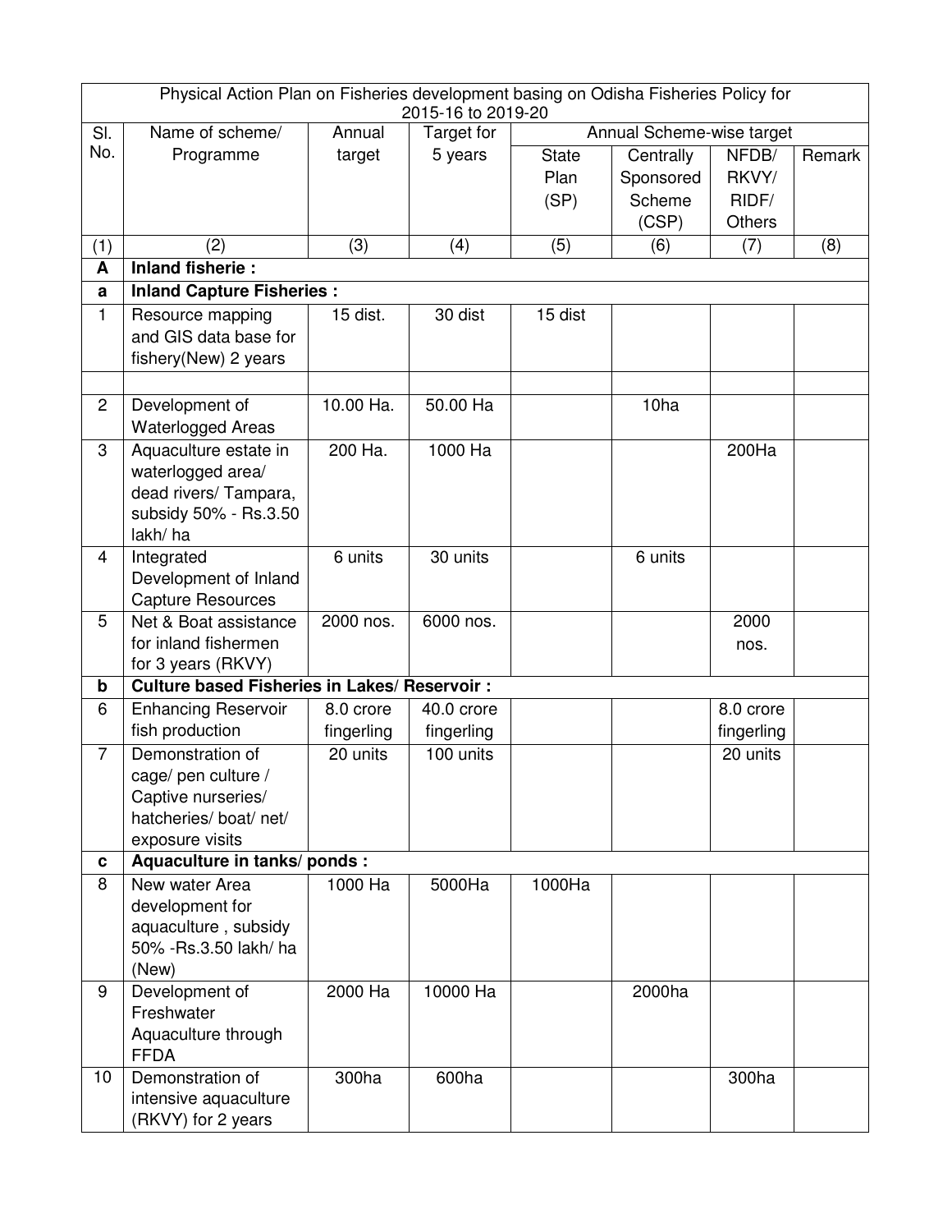| Physical Action Plan on Fisheries development basing on Odisha Fisheries Policy for 2015-16 to 2019-20 | | | | | | | |
|---|---|---|---|---|---|---|---|
| Sl. No. | Name of scheme/ Programme | Annual target | Target for 5 years | Annual Scheme-wise target | | | |
| | | | | State Plan (SP) | Centrally Sponsored Scheme (CSP) | NFDB/ RKVY/ RIDF/ Others | Remark |
| (1) | (2) | (3) | (4) | (5) | (6) | (7) | (8) |
| **A** | **Inland fisherie :** | | | | | | |
| **a** | **Inland Capture Fisheries :** | | | | | | |
| 1 | Resource mapping and GIS data base for fishery(New) 2 years | 15 dist. | 30 dist | 15 dist | | | |
| | | | | | | | |
| 2 | Development of Waterlogged Areas | 10.00 Ha. | 50.00 Ha | | 10ha | | |
| 3 | Aquaculture estate in waterlogged area/ dead rivers/ Tampara, subsidy 50% - Rs.3.50 lakh/ ha | 200 Ha. | 1000 Ha | | | 200Ha | |
| 4 | Integrated Development of Inland Capture Resources | 6 units | 30 units | | 6 units | | |
| 5 | Net & Boat assistance for inland fishermen for 3 years (RKVY) | 2000 nos. | 6000 nos. | | | 2000 nos. | |
| **b** | **Culture based Fisheries in Lakes/ Reservoir :** | | | | | | |
| 6 | Enhancing Reservoir fish production | 8.0 crore fingerling | 40.0 crore fingerling | | | 8.0 crore fingerling | |
| 7 | Demonstration of cage/ pen culture / Captive nurseries/ hatcheries/ boat/ net/ exposure visits | 20 units | 100 units | | | 20 units | |
| **c** | **Aquaculture in tanks/ ponds :** | | | | | | |
| 8 | New water Area development for aquaculture , subsidy 50% -Rs.3.50 lakh/ ha (New) | 1000 Ha | 5000Ha | 1000Ha | | | |
| 9 | Development of Freshwater Aquaculture through FFDA | 2000 Ha | 10000 Ha | | 2000ha | | |
| 10 | Demonstration of intensive aquaculture (RKVY) for 2 years | 300ha | 600ha | | | 300ha | |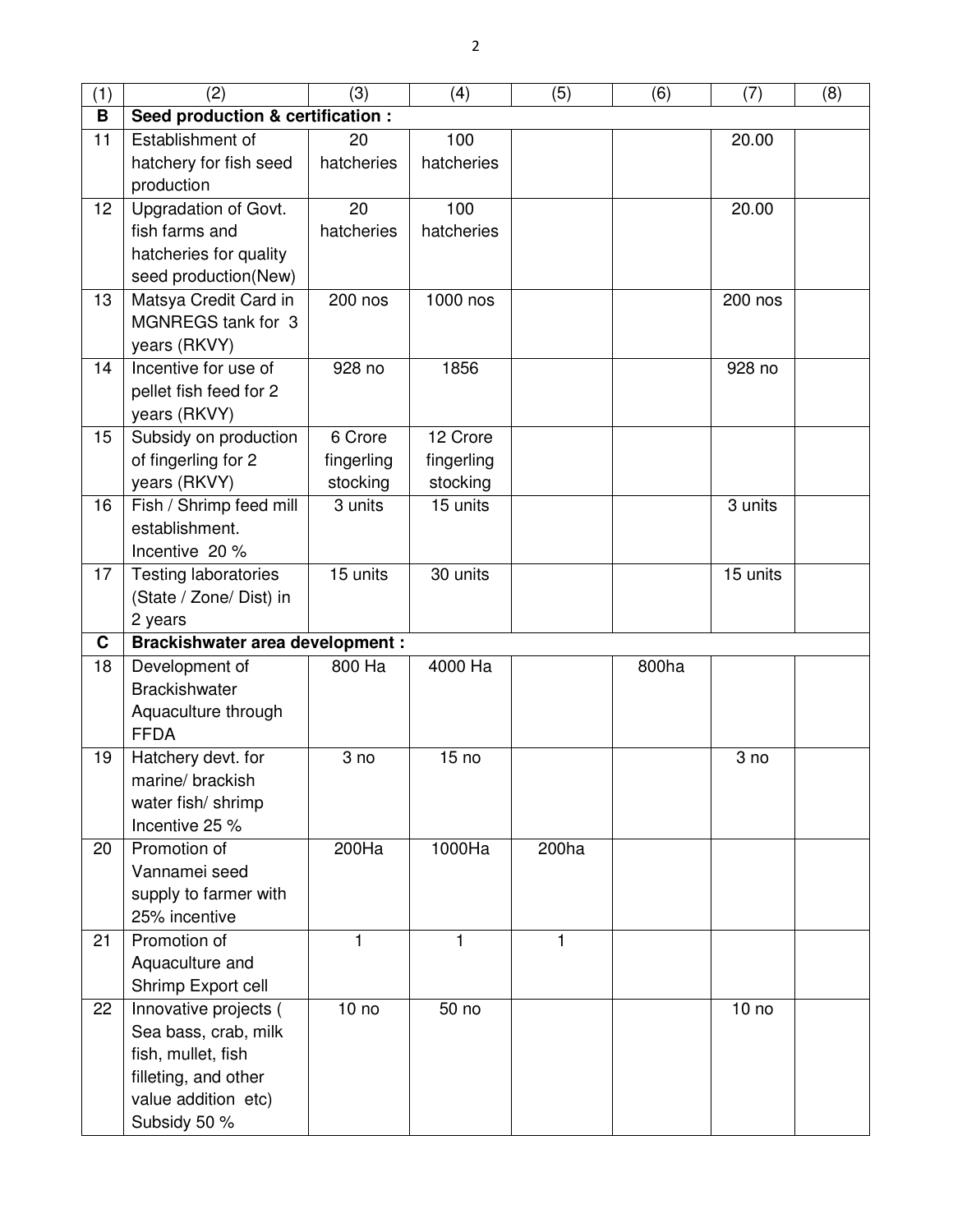| (1) | (2) | (3) | (4) | (5) | (6) | (7) | (8) |
|---|---|---|---|---|---|---|---|
| **B** | **Seed production & certification :** | | | | | | |
| 11 | Establishment of hatchery for fish seed production | 20 hatcheries | 100 hatcheries | | | 20.00 | |
| 12 | Upgradation of Govt. fish farms and hatcheries for quality seed production(New) | 20 hatcheries | 100 hatcheries | | | 20.00 | |
| 13 | Matsya Credit Card in MGNREGS tank for 3 years (RKVY) | 200 nos | 1000 nos | | | 200 nos | |
| 14 | Incentive for use of pellet fish feed for 2 years (RKVY) | 928 no | 1856 | | | 928 no | |
| 15 | Subsidy on production of fingerling for 2 years (RKVY) | 6 Crore fingerling stocking | 12 Crore fingerling stocking | | | | |
| 16 | Fish / Shrimp feed mill establishment. Incentive 20 % | 3 units | 15 units | | | 3 units | |
| 17 | Testing laboratories (State / Zone/ Dist) in 2 years | 15 units | 30 units | | | 15 units | |
| **C** | **Brackishwater area development :** | | | | | | |
| 18 | Development of Brackishwater Aquaculture through FFDA | 800 Ha | 4000 Ha | | 800ha | | |
| 19 | Hatchery devt. for marine/ brackish water fish/ shrimp Incentive 25 % | 3 no | 15 no | | | 3 no | |
| 20 | Promotion of Vannamei seed supply to farmer with 25% incentive | 200Ha | 1000Ha | 200ha | | | |
| 21 | Promotion of Aquaculture and Shrimp Export cell | 1 | 1 | 1 | | | |
| 22 | Innovative projects ( Sea bass, crab, milk fish, mullet, fish filleting, and other value addition etc) Subsidy 50 % | 10 no | 50 no | | | 10 no | |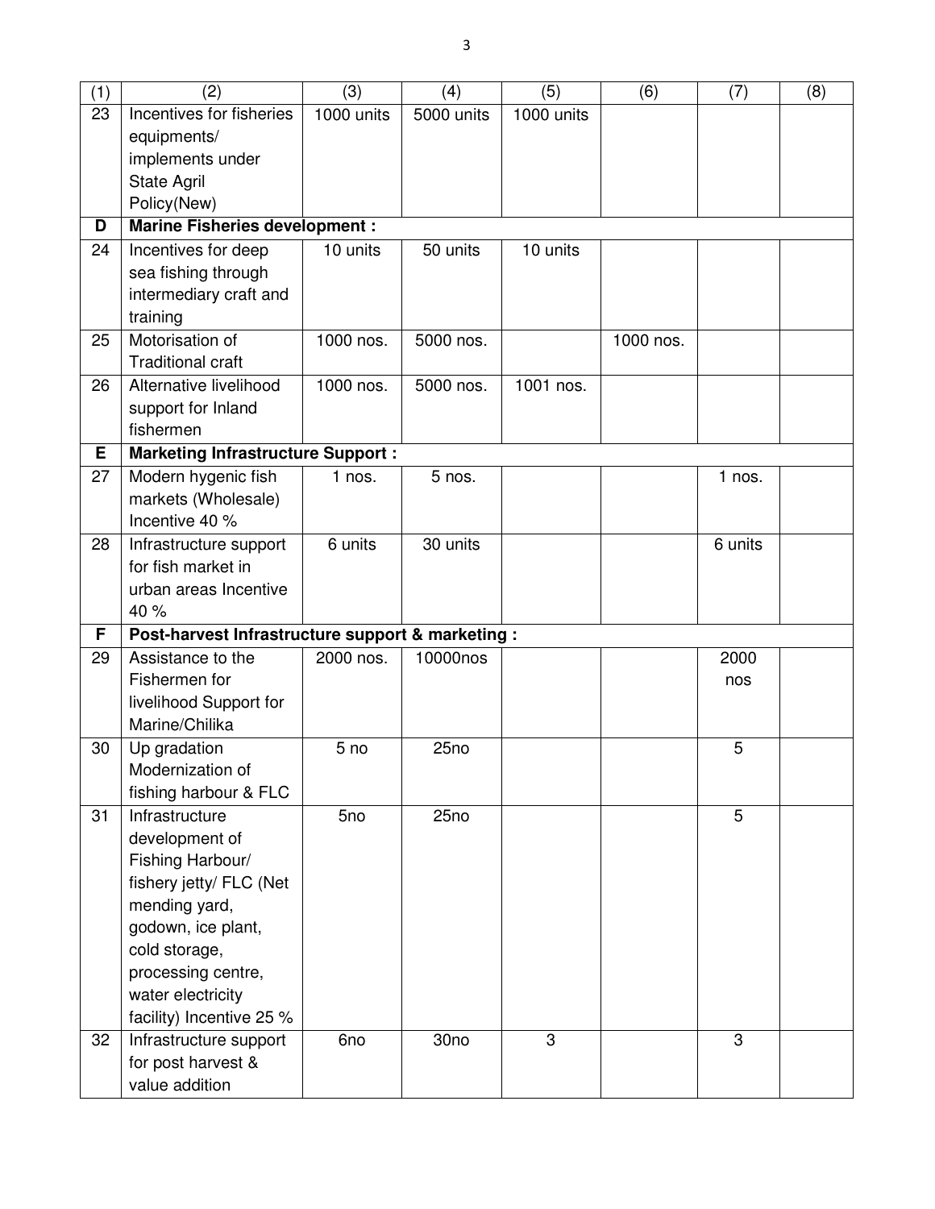| (1) | (2) | (3) | (4) | (5) | (6) | (7) | (8) |
|---|---|---|---|---|---|---|---|
| 23 | Incentives for fisheries equipments/ implements under State Agril Policy(New) | 1000 units | 5000 units | 1000 units | | | |
| **D** | **Marine Fisheries development :** | | | | | | |
| 24 | Incentives for deep sea fishing through intermediary craft and training | 10 units | 50 units | 10 units | | | |
| 25 | Motorisation of Traditional craft | 1000 nos. | 5000 nos. | | 1000 nos. | | |
| 26 | Alternative livelihood support for Inland fishermen | 1000 nos. | 5000 nos. | 1001 nos. | | | |
| **E** | **Marketing Infrastructure Support :** | | | | | | |
| 27 | Modern hygenic fish markets (Wholesale) Incentive 40 % | 1 nos. | 5 nos. | | | 1 nos. | |
| 28 | Infrastructure support for fish market in urban areas Incentive 40 % | 6 units | 30 units | | | 6 units | |
| **F** | **Post-harvest Infrastructure support & marketing :** | | | | | | |
| 29 | Assistance to the Fishermen for livelihood Support for Marine/Chilika | 2000 nos. | 10000nos | | | 2000 nos | |
| 30 | Up gradation Modernization of fishing harbour & FLC | 5 no | 25no | | | 5 | |
| 31 | Infrastructure development of Fishing Harbour/ fishery jetty/ FLC (Net mending yard, godown, ice plant, cold storage, processing centre, water electricity facility) Incentive 25 % | 5no | 25no | | | 5 | |
| 32 | Infrastructure support for post harvest & value addition | 6no | 30no | 3 | | 3 | |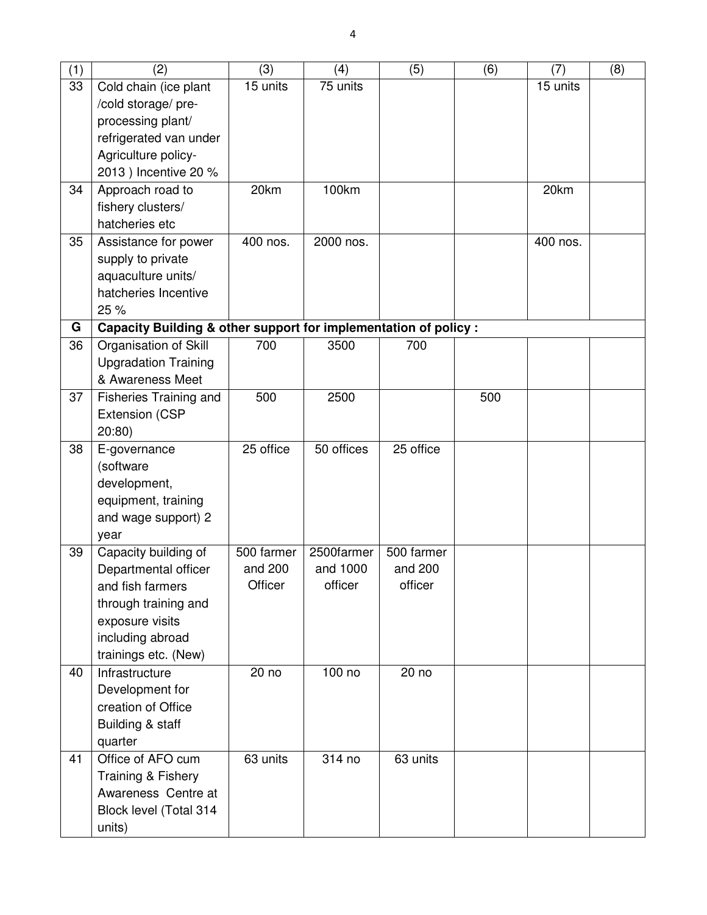| (1) | (2) | (3) | (4) | (5) | (6) | (7) | (8) |
|---|---|---|---|---|---|---|---|
| 33 | Cold chain (ice plant /cold storage/ pre-processing plant/ refrigerated van under Agriculture policy-2013 ) Incentive 20 % | 15 units | 75 units | | | 15 units | |
| 34 | Approach road to fishery clusters/ hatcheries etc | 20km | 100km | | | 20km | |
| 35 | Assistance for power supply to private aquaculture units/ hatcheries Incentive 25 % | 400 nos. | 2000 nos. | | | 400 nos. | |
| **G** | **Capacity Building & other support for implementation of policy :** | | | | | | |
| 36 | Organisation of Skill Upgradation Training & Awareness Meet | 700 | 3500 | 700 | | | |
| 37 | Fisheries Training and Extension (CSP 20:80) | 500 | 2500 | | 500 | | |
| 38 | E-governance (software development, equipment, training and wage support) 2 year | 25 office | 50 offices | 25 office | | | |
| 39 | Capacity building of Departmental officer and fish farmers through training and exposure visits including abroad trainings etc. (New) | 500 farmer and 200 Officer | 2500farmer and 1000 officer | 500 farmer and 200 officer | | | |
| 40 | Infrastructure Development for creation of Office Building & staff quarter | 20 no | 100 no | 20 no | | | |
| 41 | Office of AFO cum Training & Fishery Awareness Centre at Block level (Total 314 units) | 63 units | 314 no | 63 units | | | |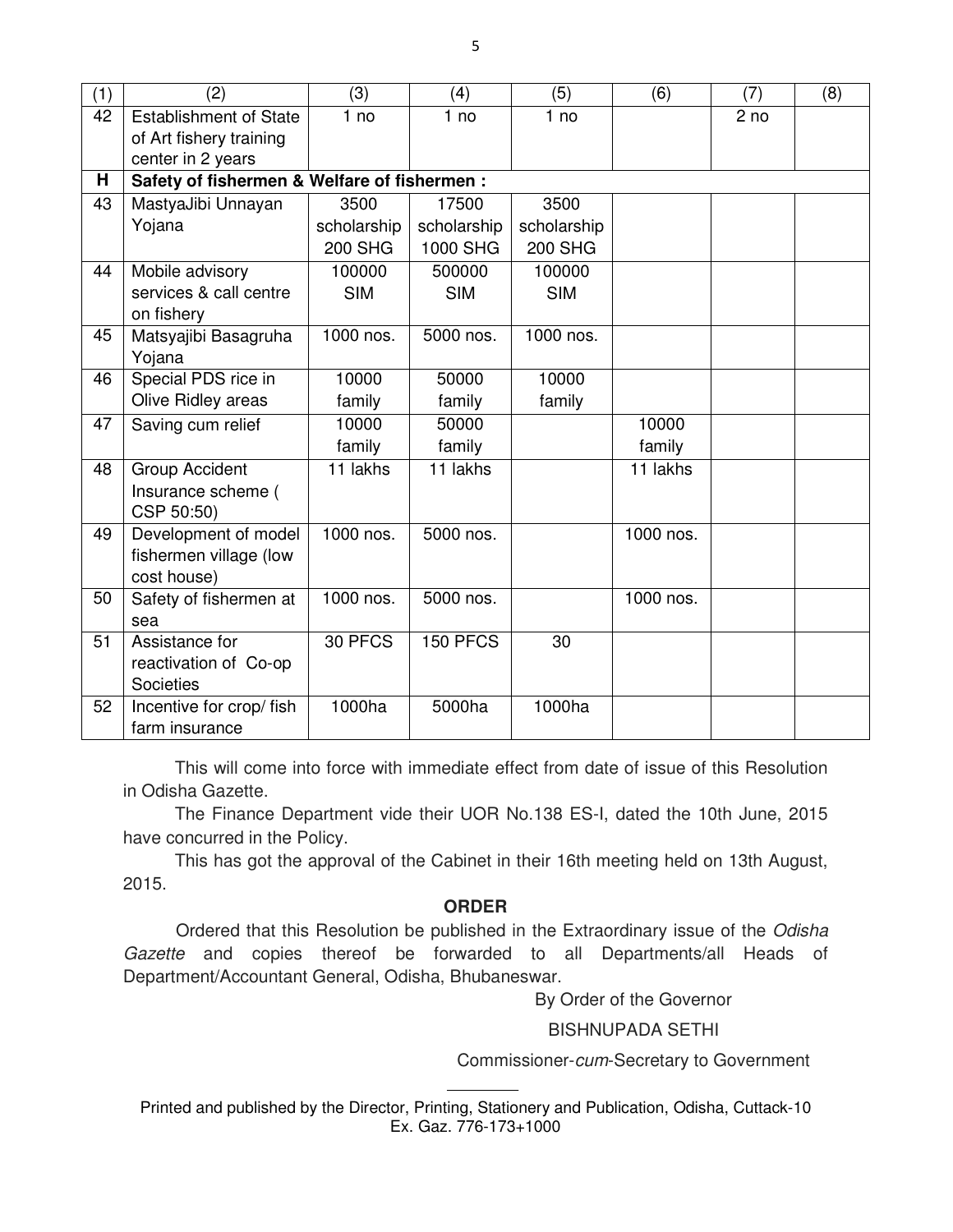| (1) | (2) | (3) | (4) | (5) | (6) | (7) | (8) |
|---|---|---|---|---|---|---|---|
| 42 | Establishment of State of Art fishery training center in 2 years | 1 no | 1 no | 1 no | | 2 no | |
| **H** | **Safety of fishermen & Welfare of fishermen :** | | | | | | |
| 43 | MastyaJibi Unnayan Yojana | 3500 scholarship 200 SHG | 17500 scholarship 1000 SHG | 3500 scholarship 200 SHG | | | |
| 44 | Mobile advisory services & call centre on fishery | 100000 SIM | 500000 SIM | 100000 SIM | | | |
| 45 | Matsyajibi Basagruha Yojana | 1000 nos. | 5000 nos. | 1000 nos. | | | |
| 46 | Special PDS rice in Olive Ridley areas | 10000 family | 50000 family | 10000 family | | | |
| 47 | Saving cum relief | 10000 family | 50000 family | | 10000 family | | |
| 48 | Group Accident Insurance scheme ( CSP 50:50) | 11 lakhs | 11 lakhs | | 11 lakhs | | |
| 49 | Development of model fishermen village (low cost house) | 1000 nos. | 5000 nos. | | 1000 nos. | | |
| 50 | Safety of fishermen at sea | 1000 nos. | 5000 nos. | | 1000 nos. | | |
| 51 | Assistance for reactivation of Co-op Societies | 30 PFCS | 150 PFCS | 30 | | | |
| 52 | Incentive for crop/ fish farm insurance | 1000ha | 5000ha | 1000ha | | | |

This will come into force with immediate effect from date of issue of this Resolution in Odisha Gazette.

The Finance Department vide their UOR No.138 ES-I, dated the 10th June, 2015 have concurred in the Policy.

This has got the approval of the Cabinet in their 16th meeting held on 13th August, 2015.

**ORDER**

Ordered that this Resolution be published in the Extraordinary issue of the *Odisha Gazette* and copies thereof be forwarded to all Departments/all Heads of Department/Accountant General, Odisha, Bhubaneswar.

By Order of the Governor

BISHNUPADA SETHI

Commissioner-*cum*-Secretary to Government

---

Printed and published by the Director, Printing, Stationery and Publication, Odisha, Cuttack-10
Ex. Gaz. 776-173+1000